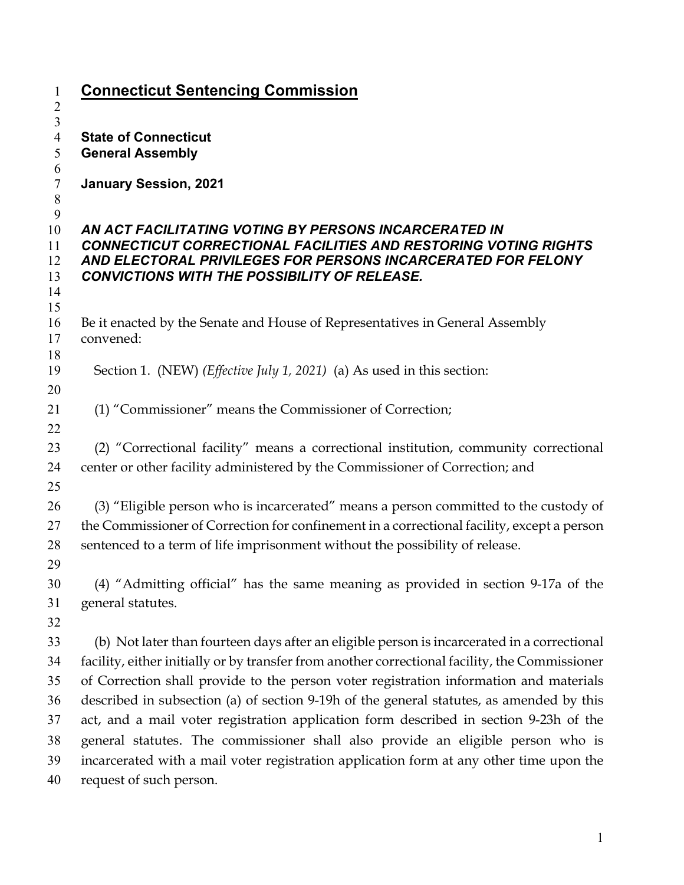# Connecticut Sentencing Commission

**State of Connecticut**
**General Assembly**

**January Session, 2021**

***AN ACT FACILITATING VOTING BY PERSONS INCARCERATED IN CONNECTICUT CORRECTIONAL FACILITIES AND RESTORING VOTING RIGHTS AND ELECTORAL PRIVILEGES FOR PERSONS INCARCERATED FOR FELONY CONVICTIONS WITH THE POSSIBILITY OF RELEASE.***

Be it enacted by the Senate and House of Representatives in General Assembly convened:

Section 1. (NEW) *(Effective July 1, 2021)* (a) As used in this section:

(1) "Commissioner" means the Commissioner of Correction;

(2) "Correctional facility" means a correctional institution, community correctional center or other facility administered by the Commissioner of Correction; and

(3) "Eligible person who is incarcerated" means a person committed to the custody of the Commissioner of Correction for confinement in a correctional facility, except a person sentenced to a term of life imprisonment without the possibility of release.

(4) "Admitting official" has the same meaning as provided in section 9-17a of the general statutes.

(b) Not later than fourteen days after an eligible person is incarcerated in a correctional facility, either initially or by transfer from another correctional facility, the Commissioner of Correction shall provide to the person voter registration information and materials described in subsection (a) of section 9-19h of the general statutes, as amended by this act, and a mail voter registration application form described in section 9-23h of the general statutes. The commissioner shall also provide an eligible person who is incarcerated with a mail voter registration application form at any other time upon the request of such person.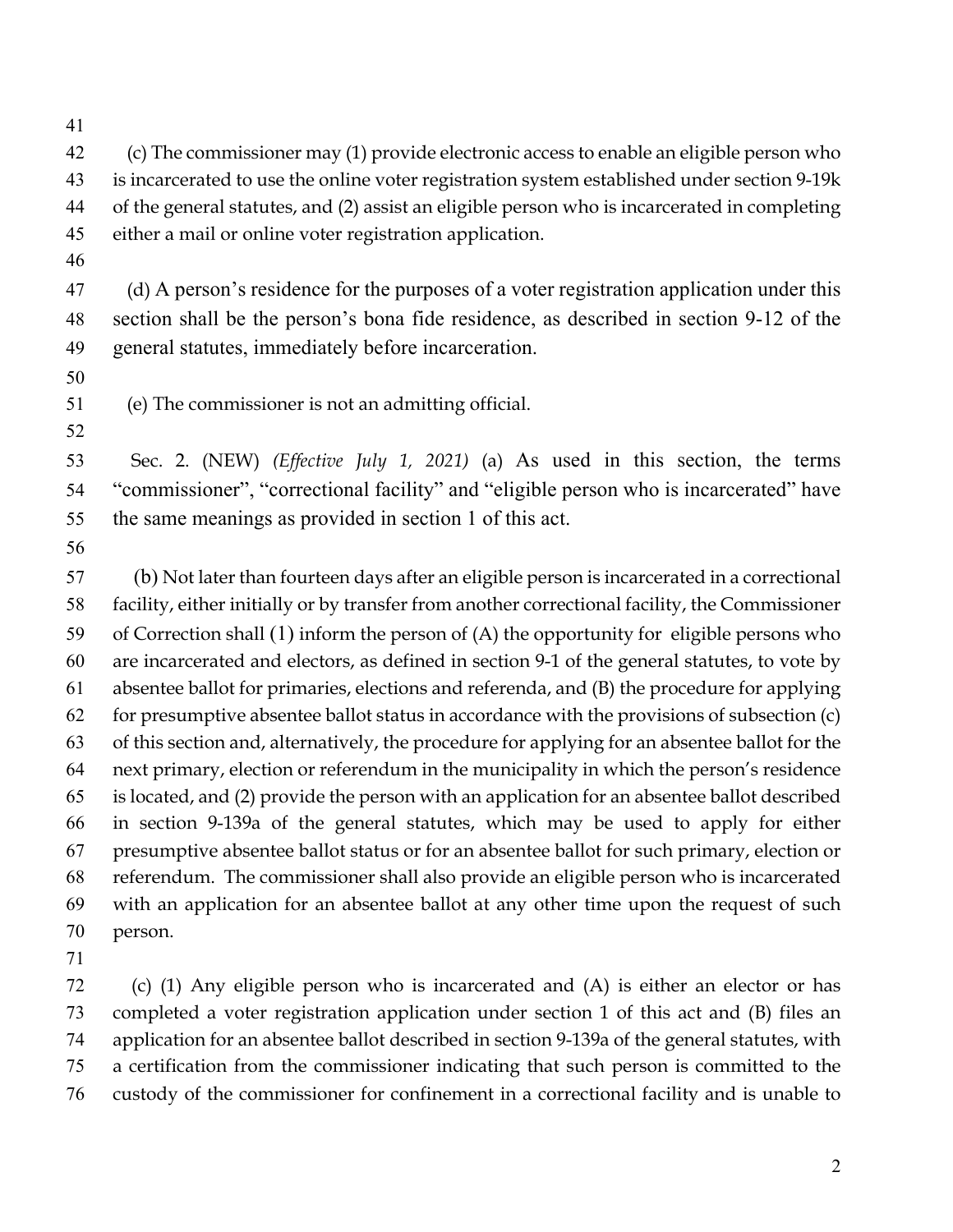(c) The commissioner may (1) provide electronic access to enable an eligible person who is incarcerated to use the online voter registration system established under section 9-19k of the general statutes, and (2) assist an eligible person who is incarcerated in completing either a mail or online voter registration application.

(d) A person's residence for the purposes of a voter registration application under this section shall be the person's bona fide residence, as described in section 9-12 of the general statutes, immediately before incarceration.

(e) The commissioner is not an admitting official.

Sec. 2. (NEW) *(Effective July 1, 2021)* (a) As used in this section, the terms "commissioner", "correctional facility" and "eligible person who is incarcerated" have the same meanings as provided in section 1 of this act.

(b) Not later than fourteen days after an eligible person is incarcerated in a correctional facility, either initially or by transfer from another correctional facility, the Commissioner of Correction shall (1) inform the person of (A) the opportunity for eligible persons who are incarcerated and electors, as defined in section 9-1 of the general statutes, to vote by absentee ballot for primaries, elections and referenda, and (B) the procedure for applying for presumptive absentee ballot status in accordance with the provisions of subsection (c) of this section and, alternatively, the procedure for applying for an absentee ballot for the next primary, election or referendum in the municipality in which the person's residence is located, and (2) provide the person with an application for an absentee ballot described in section 9-139a of the general statutes, which may be used to apply for either presumptive absentee ballot status or for an absentee ballot for such primary, election or referendum. The commissioner shall also provide an eligible person who is incarcerated with an application for an absentee ballot at any other time upon the request of such person.

(c) (1) Any eligible person who is incarcerated and (A) is either an elector or has completed a voter registration application under section 1 of this act and (B) files an application for an absentee ballot described in section 9-139a of the general statutes, with a certification from the commissioner indicating that such person is committed to the custody of the commissioner for confinement in a correctional facility and is unable to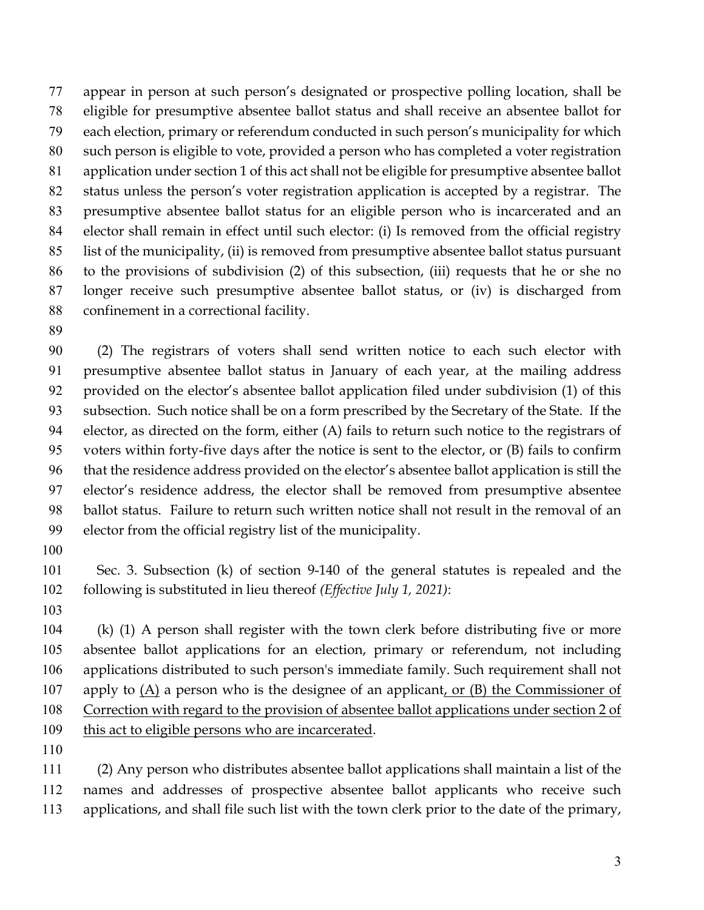appear in person at such person's designated or prospective polling location, shall be eligible for presumptive absentee ballot status and shall receive an absentee ballot for each election, primary or referendum conducted in such person's municipality for which such person is eligible to vote, provided a person who has completed a voter registration application under section 1 of this act shall not be eligible for presumptive absentee ballot status unless the person's voter registration application is accepted by a registrar. The presumptive absentee ballot status for an eligible person who is incarcerated and an elector shall remain in effect until such elector: (i) Is removed from the official registry list of the municipality, (ii) is removed from presumptive absentee ballot status pursuant to the provisions of subdivision (2) of this subsection, (iii) requests that he or she no longer receive such presumptive absentee ballot status, or (iv) is discharged from confinement in a correctional facility.

(2) The registrars of voters shall send written notice to each such elector with presumptive absentee ballot status in January of each year, at the mailing address provided on the elector's absentee ballot application filed under subdivision (1) of this subsection. Such notice shall be on a form prescribed by the Secretary of the State. If the elector, as directed on the form, either (A) fails to return such notice to the registrars of voters within forty-five days after the notice is sent to the elector, or (B) fails to confirm that the residence address provided on the elector's absentee ballot application is still the elector's residence address, the elector shall be removed from presumptive absentee ballot status. Failure to return such written notice shall not result in the removal of an elector from the official registry list of the municipality.

Sec. 3. Subsection (k) of section 9-140 of the general statutes is repealed and the following is substituted in lieu thereof *(Effective July 1, 2021)*:

(k) (1) A person shall register with the town clerk before distributing five or more absentee ballot applications for an election, primary or referendum, not including applications distributed to such person's immediate family. Such requirement shall not apply to <u>(A)</u> a person who is the designee of an applicant<u>, or (B) the Commissioner of Correction with regard to the provision of absentee ballot applications under section 2 of this act to eligible persons who are incarcerated</u>.

(2) Any person who distributes absentee ballot applications shall maintain a list of the names and addresses of prospective absentee ballot applicants who receive such applications, and shall file such list with the town clerk prior to the date of the primary,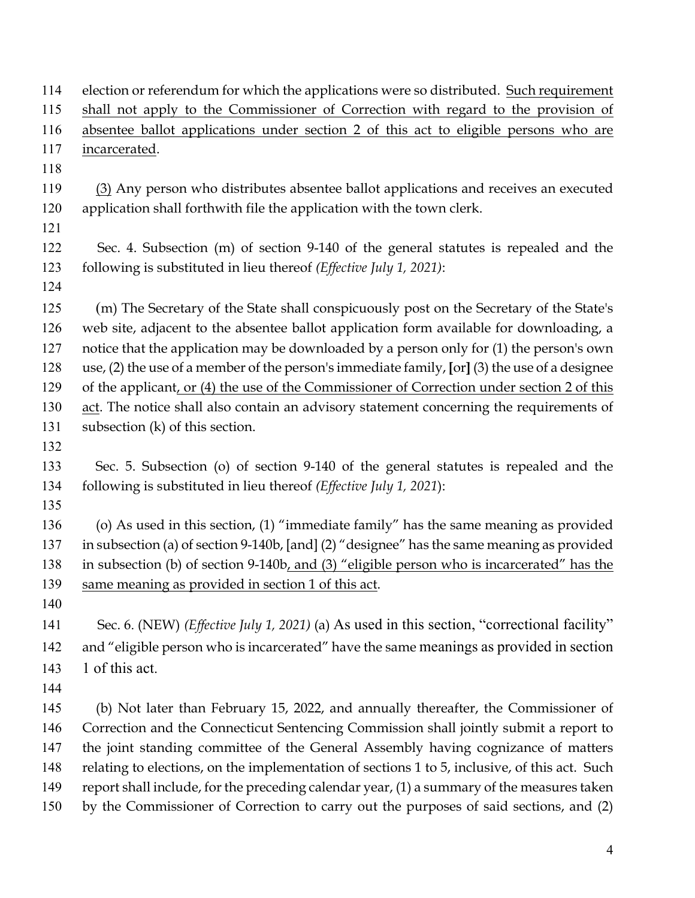election or referendum for which the applications were so distributed. <u>Such requirement shall not apply to the Commissioner of Correction with regard to the provision of absentee ballot applications under section 2 of this act to eligible persons who are incarcerated</u>.

<u>(3)</u> Any person who distributes absentee ballot applications and receives an executed application shall forthwith file the application with the town clerk.

Sec. 4. Subsection (m) of section 9-140 of the general statutes is repealed and the following is substituted in lieu thereof *(Effective July 1, 2021)*:

(m) The Secretary of the State shall conspicuously post on the Secretary of the State's web site, adjacent to the absentee ballot application form available for downloading, a notice that the application may be downloaded by a person only for (1) the person's own use, (2) the use of a member of the person's immediate family, **[**or**]** (3) the use of a designee of the applicant<u>, or (4) the use of the Commissioner of Correction under section 2 of this act</u>. The notice shall also contain an advisory statement concerning the requirements of subsection (k) of this section.

Sec. 5. Subsection (o) of section 9-140 of the general statutes is repealed and the following is substituted in lieu thereof *(Effective July 1, 2021)*:

(o) As used in this section, (1) "immediate family" has the same meaning as provided in subsection (a) of section 9-140b, [and] (2) "designee" has the same meaning as provided in subsection (b) of section 9-140b<u>, and (3) "eligible person who is incarcerated" has the same meaning as provided in section 1 of this act</u>.

Sec. 6. (NEW) *(Effective July 1, 2021)* (a) As used in this section, "correctional facility" and "eligible person who is incarcerated" have the same meanings as provided in section 1 of this act.

(b) Not later than February 15, 2022, and annually thereafter, the Commissioner of Correction and the Connecticut Sentencing Commission shall jointly submit a report to the joint standing committee of the General Assembly having cognizance of matters relating to elections, on the implementation of sections 1 to 5, inclusive, of this act. Such report shall include, for the preceding calendar year, (1) a summary of the measures taken by the Commissioner of Correction to carry out the purposes of said sections, and (2)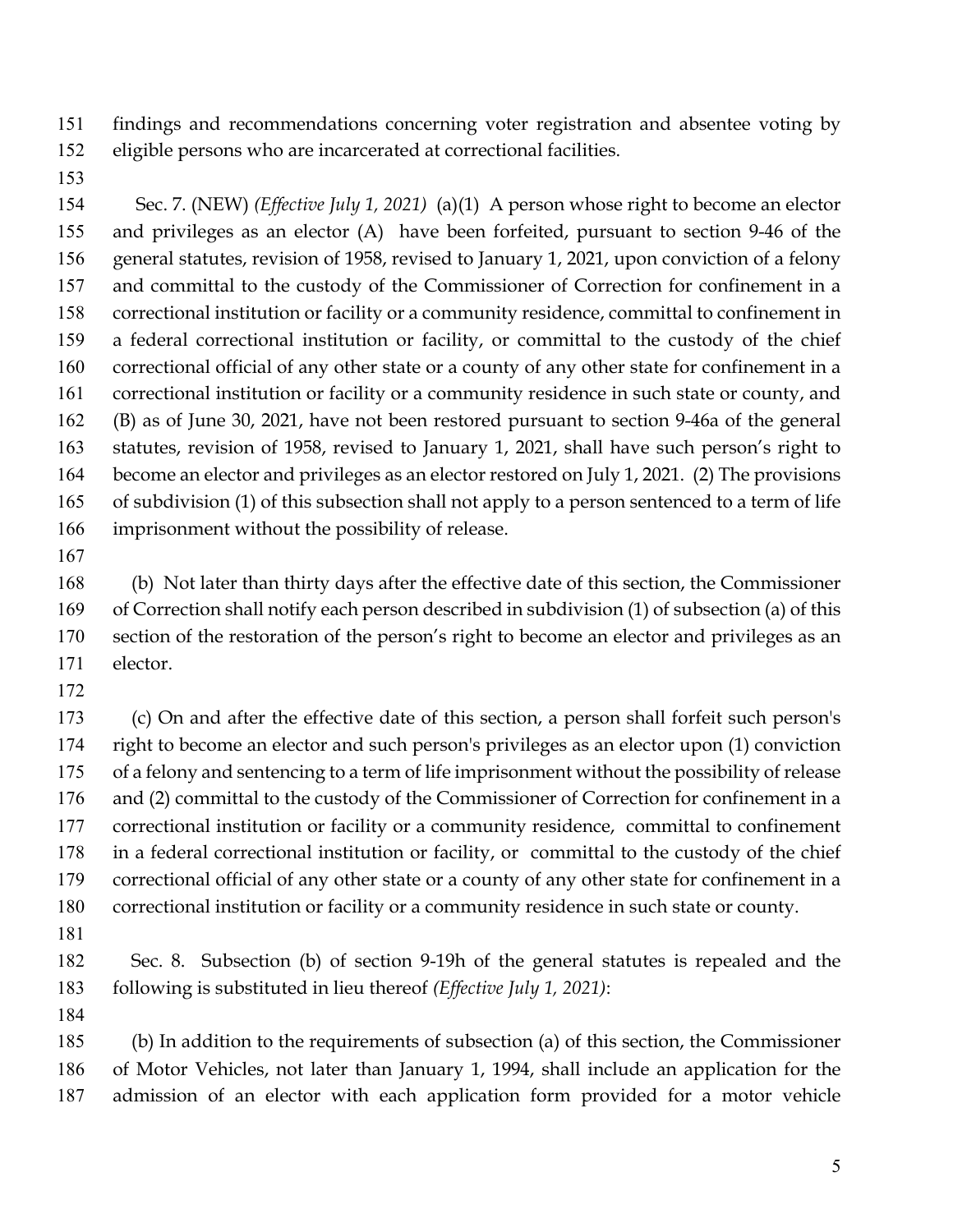findings and recommendations concerning voter registration and absentee voting by eligible persons who are incarcerated at correctional facilities.

Sec. 7. (NEW) *(Effective July 1, 2021)* (a)(1) A person whose right to become an elector and privileges as an elector (A) have been forfeited, pursuant to section 9-46 of the general statutes, revision of 1958, revised to January 1, 2021, upon conviction of a felony and committal to the custody of the Commissioner of Correction for confinement in a correctional institution or facility or a community residence, committal to confinement in a federal correctional institution or facility, or committal to the custody of the chief correctional official of any other state or a county of any other state for confinement in a correctional institution or facility or a community residence in such state or county, and (B) as of June 30, 2021, have not been restored pursuant to section 9-46a of the general statutes, revision of 1958, revised to January 1, 2021, shall have such person's right to become an elector and privileges as an elector restored on July 1, 2021. (2) The provisions of subdivision (1) of this subsection shall not apply to a person sentenced to a term of life imprisonment without the possibility of release.

(b) Not later than thirty days after the effective date of this section, the Commissioner of Correction shall notify each person described in subdivision (1) of subsection (a) of this section of the restoration of the person's right to become an elector and privileges as an elector.

(c) On and after the effective date of this section, a person shall forfeit such person's right to become an elector and such person's privileges as an elector upon (1) conviction of a felony and sentencing to a term of life imprisonment without the possibility of release and (2) committal to the custody of the Commissioner of Correction for confinement in a correctional institution or facility or a community residence, committal to confinement in a federal correctional institution or facility, or committal to the custody of the chief correctional official of any other state or a county of any other state for confinement in a correctional institution or facility or a community residence in such state or county.

Sec. 8. Subsection (b) of section 9-19h of the general statutes is repealed and the following is substituted in lieu thereof *(Effective July 1, 2021)*:

(b) In addition to the requirements of subsection (a) of this section, the Commissioner of Motor Vehicles, not later than January 1, 1994, shall include an application for the admission of an elector with each application form provided for a motor vehicle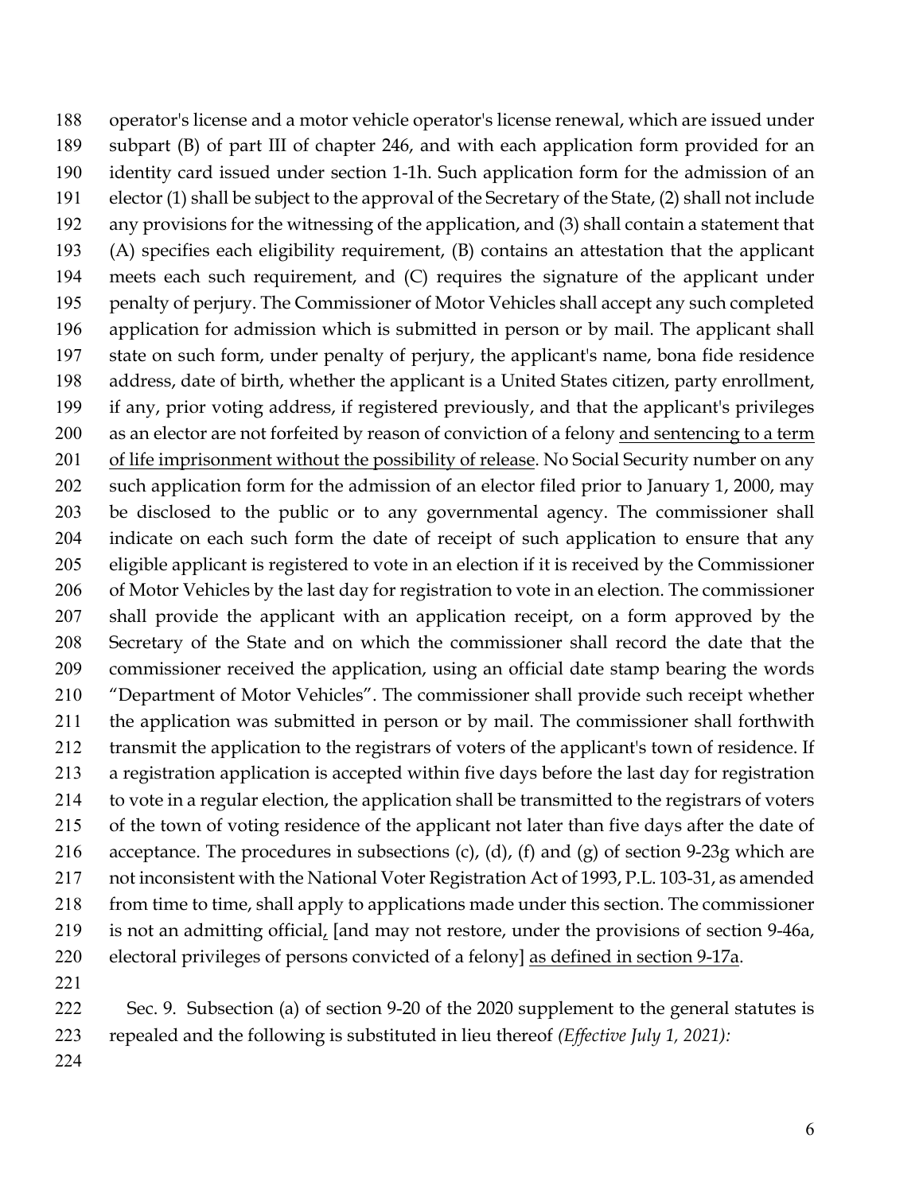operator's license and a motor vehicle operator's license renewal, which are issued under subpart (B) of part III of chapter 246, and with each application form provided for an identity card issued under section 1-1h. Such application form for the admission of an elector (1) shall be subject to the approval of the Secretary of the State, (2) shall not include any provisions for the witnessing of the application, and (3) shall contain a statement that (A) specifies each eligibility requirement, (B) contains an attestation that the applicant meets each such requirement, and (C) requires the signature of the applicant under penalty of perjury. The Commissioner of Motor Vehicles shall accept any such completed application for admission which is submitted in person or by mail. The applicant shall state on such form, under penalty of perjury, the applicant's name, bona fide residence address, date of birth, whether the applicant is a United States citizen, party enrollment, if any, prior voting address, if registered previously, and that the applicant's privileges as an elector are not forfeited by reason of conviction of a felony <u>and sentencing to a term of life imprisonment without the possibility of release</u>. No Social Security number on any such application form for the admission of an elector filed prior to January 1, 2000, may be disclosed to the public or to any governmental agency. The commissioner shall indicate on each such form the date of receipt of such application to ensure that any eligible applicant is registered to vote in an election if it is received by the Commissioner of Motor Vehicles by the last day for registration to vote in an election. The commissioner shall provide the applicant with an application receipt, on a form approved by the Secretary of the State and on which the commissioner shall record the date that the commissioner received the application, using an official date stamp bearing the words "Department of Motor Vehicles". The commissioner shall provide such receipt whether the application was submitted in person or by mail. The commissioner shall forthwith transmit the application to the registrars of voters of the applicant's town of residence. If a registration application is accepted within five days before the last day for registration to vote in a regular election, the application shall be transmitted to the registrars of voters of the town of voting residence of the applicant not later than five days after the date of acceptance. The procedures in subsections (c), (d), (f) and (g) of section 9-23g which are not inconsistent with the National Voter Registration Act of 1993, P.L. 103-31, as amended from time to time, shall apply to applications made under this section. The commissioner is not an admitting official<u>,</u> [and may not restore, under the provisions of section 9-46a, electoral privileges of persons convicted of a felony] <u>as defined in section 9-17a</u>.

Sec. 9. Subsection (a) of section 9-20 of the 2020 supplement to the general statutes is repealed and the following is substituted in lieu thereof *(Effective July 1, 2021):*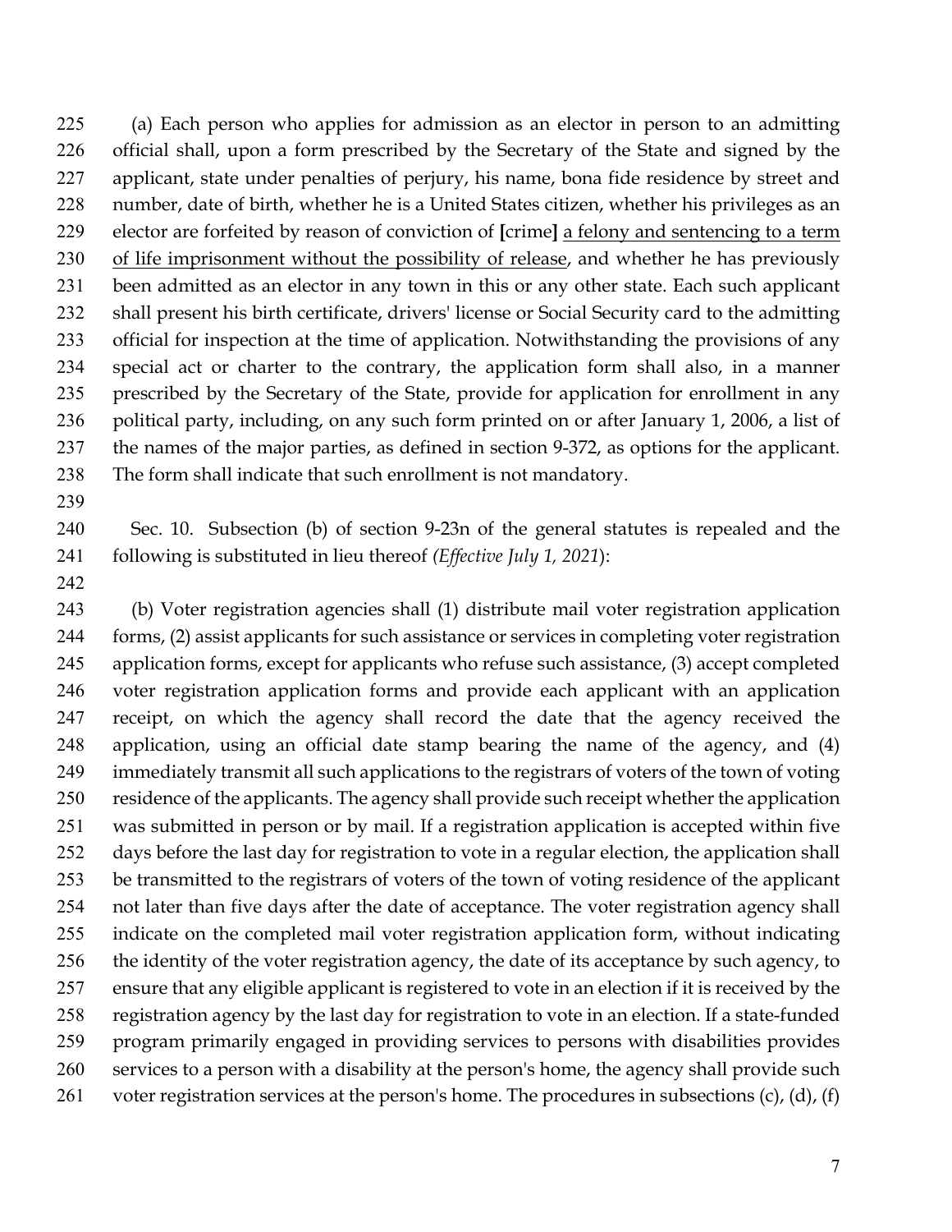(a) Each person who applies for admission as an elector in person to an admitting official shall, upon a form prescribed by the Secretary of the State and signed by the applicant, state under penalties of perjury, his name, bona fide residence by street and number, date of birth, whether he is a United States citizen, whether his privileges as an elector are forfeited by reason of conviction of [crime] <u>a felony and sentencing to a term of life imprisonment without the possibility of release</u>, and whether he has previously been admitted as an elector in any town in this or any other state. Each such applicant shall present his birth certificate, drivers' license or Social Security card to the admitting official for inspection at the time of application. Notwithstanding the provisions of any special act or charter to the contrary, the application form shall also, in a manner prescribed by the Secretary of the State, provide for application for enrollment in any political party, including, on any such form printed on or after January 1, 2006, a list of the names of the major parties, as defined in section 9-372, as options for the applicant. The form shall indicate that such enrollment is not mandatory.

Sec. 10. Subsection (b) of section 9-23n of the general statutes is repealed and the following is substituted in lieu thereof *(Effective July 1, 2021)*:

(b) Voter registration agencies shall (1) distribute mail voter registration application forms, (2) assist applicants for such assistance or services in completing voter registration application forms, except for applicants who refuse such assistance, (3) accept completed voter registration application forms and provide each applicant with an application receipt, on which the agency shall record the date that the agency received the application, using an official date stamp bearing the name of the agency, and (4) immediately transmit all such applications to the registrars of voters of the town of voting residence of the applicants. The agency shall provide such receipt whether the application was submitted in person or by mail. If a registration application is accepted within five days before the last day for registration to vote in a regular election, the application shall be transmitted to the registrars of voters of the town of voting residence of the applicant not later than five days after the date of acceptance. The voter registration agency shall indicate on the completed mail voter registration application form, without indicating the identity of the voter registration agency, the date of its acceptance by such agency, to ensure that any eligible applicant is registered to vote in an election if it is received by the registration agency by the last day for registration to vote in an election. If a state-funded program primarily engaged in providing services to persons with disabilities provides services to a person with a disability at the person's home, the agency shall provide such voter registration services at the person's home. The procedures in subsections (c), (d), (f)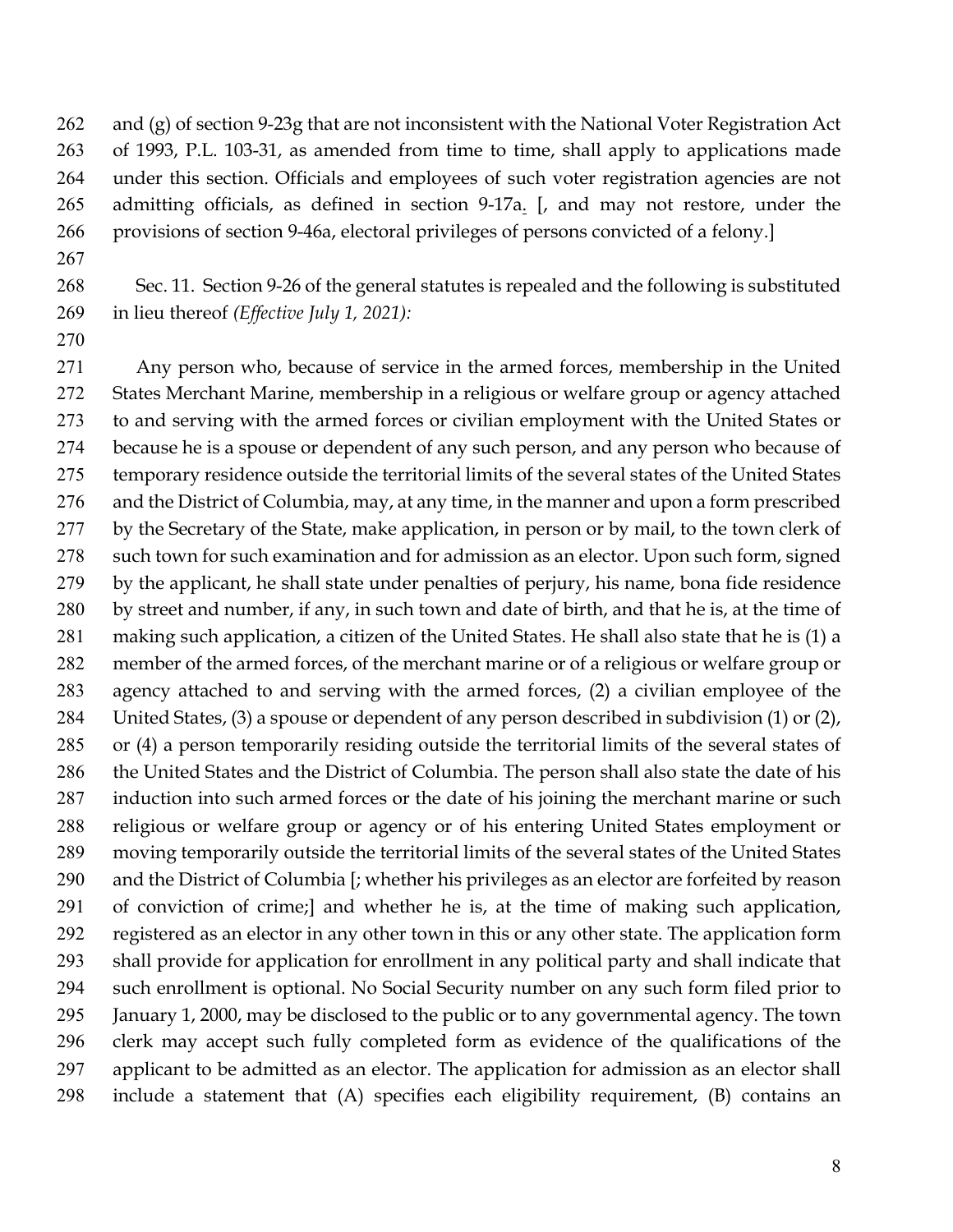and (g) of section 9-23g that are not inconsistent with the National Voter Registration Act of 1993, P.L. 103-31, as amended from time to time, shall apply to applications made under this section. Officials and employees of such voter registration agencies are not admitting officials, as defined in section 9-17a. [, and may not restore, under the provisions of section 9-46a, electoral privileges of persons convicted of a felony.]

Sec. 11. Section 9-26 of the general statutes is repealed and the following is substituted in lieu thereof *(Effective July 1, 2021):*

Any person who, because of service in the armed forces, membership in the United States Merchant Marine, membership in a religious or welfare group or agency attached to and serving with the armed forces or civilian employment with the United States or because he is a spouse or dependent of any such person, and any person who because of temporary residence outside the territorial limits of the several states of the United States and the District of Columbia, may, at any time, in the manner and upon a form prescribed by the Secretary of the State, make application, in person or by mail, to the town clerk of such town for such examination and for admission as an elector. Upon such form, signed by the applicant, he shall state under penalties of perjury, his name, bona fide residence by street and number, if any, in such town and date of birth, and that he is, at the time of making such application, a citizen of the United States. He shall also state that he is (1) a member of the armed forces, of the merchant marine or of a religious or welfare group or agency attached to and serving with the armed forces, (2) a civilian employee of the United States, (3) a spouse or dependent of any person described in subdivision (1) or (2), or (4) a person temporarily residing outside the territorial limits of the several states of the United States and the District of Columbia. The person shall also state the date of his induction into such armed forces or the date of his joining the merchant marine or such religious or welfare group or agency or of his entering United States employment or moving temporarily outside the territorial limits of the several states of the United States and the District of Columbia [; whether his privileges as an elector are forfeited by reason of conviction of crime;] and whether he is, at the time of making such application, registered as an elector in any other town in this or any other state. The application form shall provide for application for enrollment in any political party and shall indicate that such enrollment is optional. No Social Security number on any such form filed prior to January 1, 2000, may be disclosed to the public or to any governmental agency. The town clerk may accept such fully completed form as evidence of the qualifications of the applicant to be admitted as an elector. The application for admission as an elector shall include a statement that (A) specifies each eligibility requirement, (B) contains an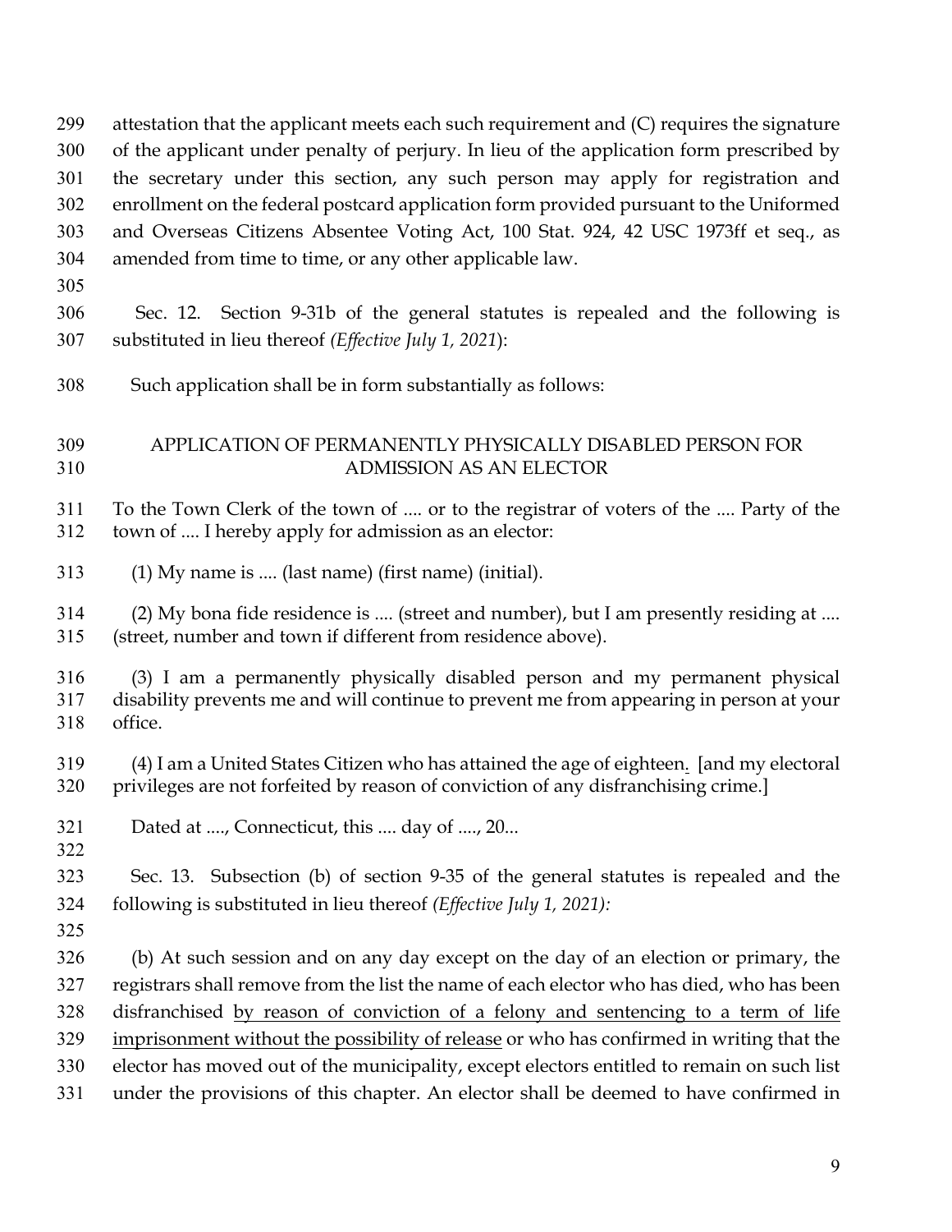attestation that the applicant meets each such requirement and (C) requires the signature of the applicant under penalty of perjury. In lieu of the application form prescribed by the secretary under this section, any such person may apply for registration and enrollment on the federal postcard application form provided pursuant to the Uniformed and Overseas Citizens Absentee Voting Act, 100 Stat. 924, 42 USC 1973ff et seq., as amended from time to time, or any other applicable law.

Sec. 12. Section 9-31b of the general statutes is repealed and the following is substituted in lieu thereof *(Effective July 1, 2021)*:

Such application shall be in form substantially as follows:

APPLICATION OF PERMANENTLY PHYSICALLY DISABLED PERSON FOR ADMISSION AS AN ELECTOR

To the Town Clerk of the town of .... or to the registrar of voters of the .... Party of the town of .... I hereby apply for admission as an elector:

(1) My name is .... (last name) (first name) (initial).

(2) My bona fide residence is .... (street and number), but I am presently residing at .... (street, number and town if different from residence above).

(3) I am a permanently physically disabled person and my permanent physical disability prevents me and will continue to prevent me from appearing in person at your office.

(4) I am a United States Citizen who has attained the age of eighteen<u>.</u> [and my electoral privileges are not forfeited by reason of conviction of any disfranchising crime.]

Dated at ...., Connecticut, this .... day of ...., 20...

Sec. 13. Subsection (b) of section 9-35 of the general statutes is repealed and the following is substituted in lieu thereof *(Effective July 1, 2021):*

(b) At such session and on any day except on the day of an election or primary, the registrars shall remove from the list the name of each elector who has died, who has been disfranchised <u>by reason of conviction of a felony and sentencing to a term of life imprisonment without the possibility of release</u> or who has confirmed in writing that the elector has moved out of the municipality, except electors entitled to remain on such list under the provisions of this chapter. An elector shall be deemed to have confirmed in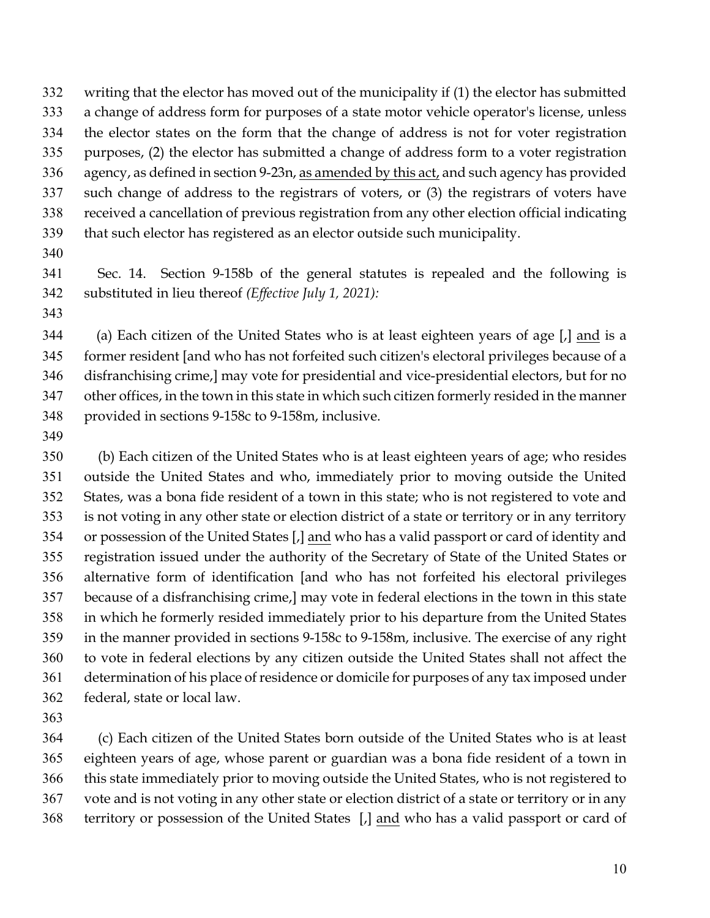332 writing that the elector has moved out of the municipality if (1) the elector has submitted
333 a change of address form for purposes of a state motor vehicle operator's license, unless
334 the elector states on the form that the change of address is not for voter registration
335 purposes, (2) the elector has submitted a change of address form to a voter registration
336 agency, as defined in section 9-23n, <u>as amended by this act,</u> and such agency has provided
337 such change of address to the registrars of voters, or (3) the registrars of voters have
338 received a cancellation of previous registration from any other election official indicating
339 that such elector has registered as an elector outside such municipality.

340

341 Sec. 14. Section 9-158b of the general statutes is repealed and the following is
342 substituted in lieu thereof *(Effective July 1, 2021):*

343

344 (a) Each citizen of the United States who is at least eighteen years of age [,] <u>and</u> is a
345 former resident [and who has not forfeited such citizen's electoral privileges because of a
346 disfranchising crime,] may vote for presidential and vice-presidential electors, but for no
347 other offices, in the town in this state in which such citizen formerly resided in the manner
348 provided in sections 9-158c to 9-158m, inclusive.

349

350 (b) Each citizen of the United States who is at least eighteen years of age; who resides
351 outside the United States and who, immediately prior to moving outside the United
352 States, was a bona fide resident of a town in this state; who is not registered to vote and
353 is not voting in any other state or election district of a state or territory or in any territory
354 or possession of the United States [,] <u>and</u> who has a valid passport or card of identity and
355 registration issued under the authority of the Secretary of State of the United States or
356 alternative form of identification [and who has not forfeited his electoral privileges
357 because of a disfranchising crime,] may vote in federal elections in the town in this state
358 in which he formerly resided immediately prior to his departure from the United States
359 in the manner provided in sections 9-158c to 9-158m, inclusive. The exercise of any right
360 to vote in federal elections by any citizen outside the United States shall not affect the
361 determination of his place of residence or domicile for purposes of any tax imposed under
362 federal, state or local law.

363

364 (c) Each citizen of the United States born outside of the United States who is at least
365 eighteen years of age, whose parent or guardian was a bona fide resident of a town in
366 this state immediately prior to moving outside the United States, who is not registered to
367 vote and is not voting in any other state or election district of a state or territory or in any
368 territory or possession of the United States [,] <u>and</u> who has a valid passport or card of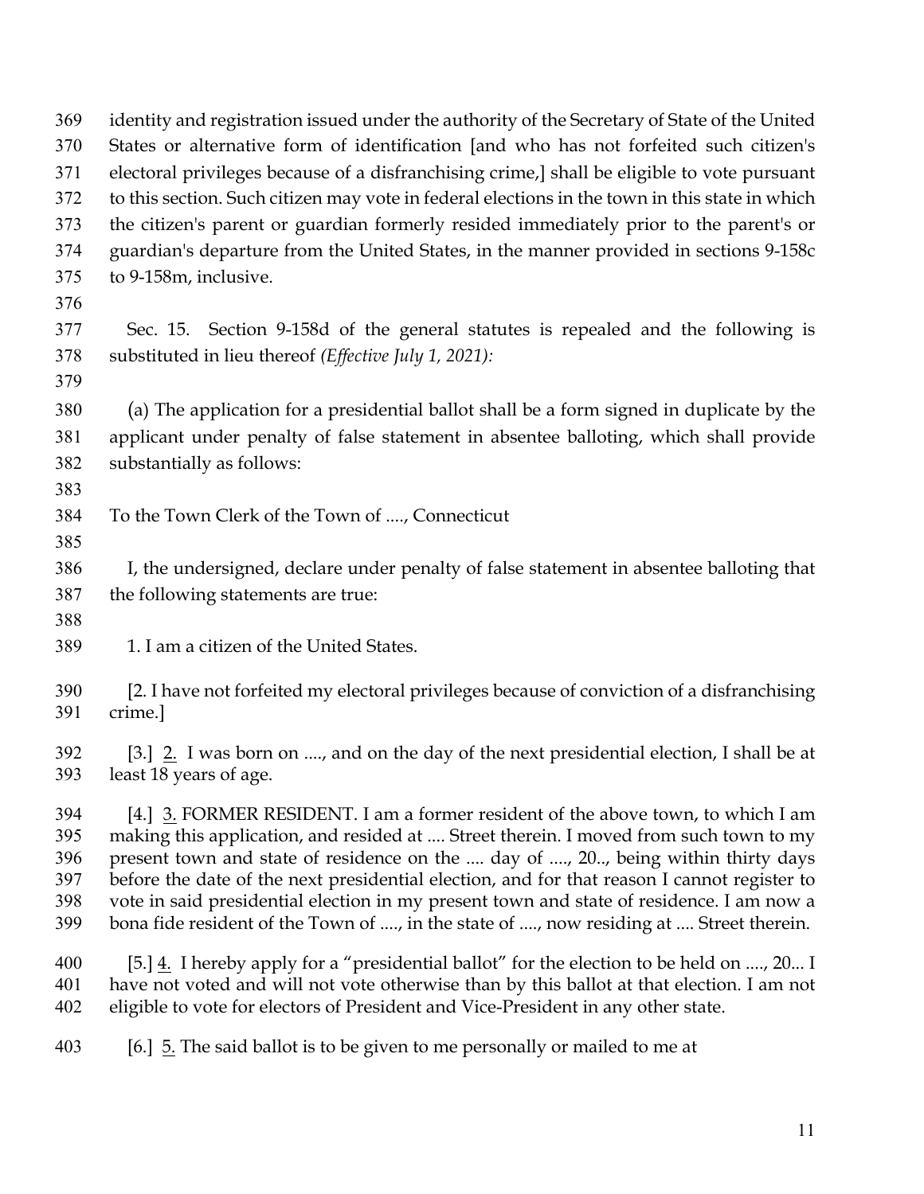369 identity and registration issued under the authority of the Secretary of State of the United
370 States or alternative form of identification [and who has not forfeited such citizen's
371 electoral privileges because of a disfranchising crime,] shall be eligible to vote pursuant
372 to this section. Such citizen may vote in federal elections in the town in this state in which
373 the citizen's parent or guardian formerly resided immediately prior to the parent's or
374 guardian's departure from the United States, in the manner provided in sections 9-158c
375 to 9-158m, inclusive.

376

377 Sec. 15. Section 9-158d of the general statutes is repealed and the following is
378 substituted in lieu thereof *(Effective July 1, 2021):*

379

380 (a) The application for a presidential ballot shall be a form signed in duplicate by the
381 applicant under penalty of false statement in absentee balloting, which shall provide
382 substantially as follows:

383

384 To the Town Clerk of the Town of ...., Connecticut

385

386 I, the undersigned, declare under penalty of false statement in absentee balloting that
387 the following statements are true:

388

389 1. I am a citizen of the United States.

390 [2. I have not forfeited my electoral privileges because of conviction of a disfranchising
391 crime.]

392 [3.] <u>2.</u> I was born on ...., and on the day of the next presidential election, I shall be at
393 least 18 years of age.

394 [4.] <u>3.</u> FORMER RESIDENT. I am a former resident of the above town, to which I am
395 making this application, and resided at .... Street therein. I moved from such town to my
396 present town and state of residence on the .... day of ...., 20.., being within thirty days
397 before the date of the next presidential election, and for that reason I cannot register to
398 vote in said presidential election in my present town and state of residence. I am now a
399 bona fide resident of the Town of ...., in the state of ...., now residing at .... Street therein.

400 [5.] <u>4.</u> I hereby apply for a "presidential ballot" for the election to be held on ...., 20... I
401 have not voted and will not vote otherwise than by this ballot at that election. I am not
402 eligible to vote for electors of President and Vice-President in any other state.

403 [6.] <u>5.</u> The said ballot is to be given to me personally or mailed to me at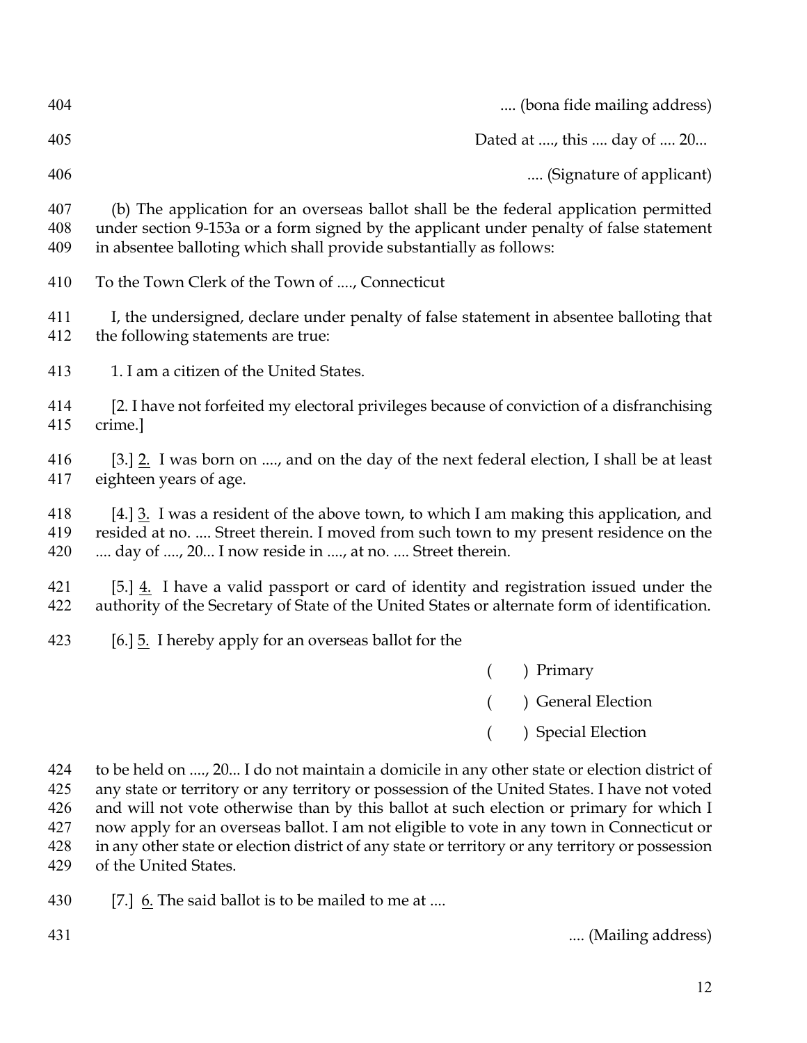.... (bona fide mailing address)

Dated at ...., this .... day of .... 20...

.... (Signature of applicant)

(b) The application for an overseas ballot shall be the federal application permitted under section 9-153a or a form signed by the applicant under penalty of false statement in absentee balloting which shall provide substantially as follows:

To the Town Clerk of the Town of ...., Connecticut

I, the undersigned, declare under penalty of false statement in absentee balloting that the following statements are true:

1. I am a citizen of the United States.

[2. I have not forfeited my electoral privileges because of conviction of a disfranchising crime.]

[3.] <u>2.</u> I was born on ...., and on the day of the next federal election, I shall be at least eighteen years of age.

[4.] <u>3.</u> I was a resident of the above town, to which I am making this application, and resided at no. .... Street therein. I moved from such town to my present residence on the .... day of ...., 20... I now reside in ...., at no. .... Street therein.

[5.] <u>4.</u> I have a valid passport or card of identity and registration issued under the authority of the Secretary of State of the United States or alternate form of identification.

[6.] <u>5.</u> I hereby apply for an overseas ballot for the

( ) Primary

( ) General Election

( ) Special Election

to be held on ...., 20... I do not maintain a domicile in any other state or election district of any state or territory or any territory or possession of the United States. I have not voted and will not vote otherwise than by this ballot at such election or primary for which I now apply for an overseas ballot. I am not eligible to vote in any town in Connecticut or in any other state or election district of any state or territory or any territory or possession of the United States.

[7.] <u>6.</u> The said ballot is to be mailed to me at ....

.... (Mailing address)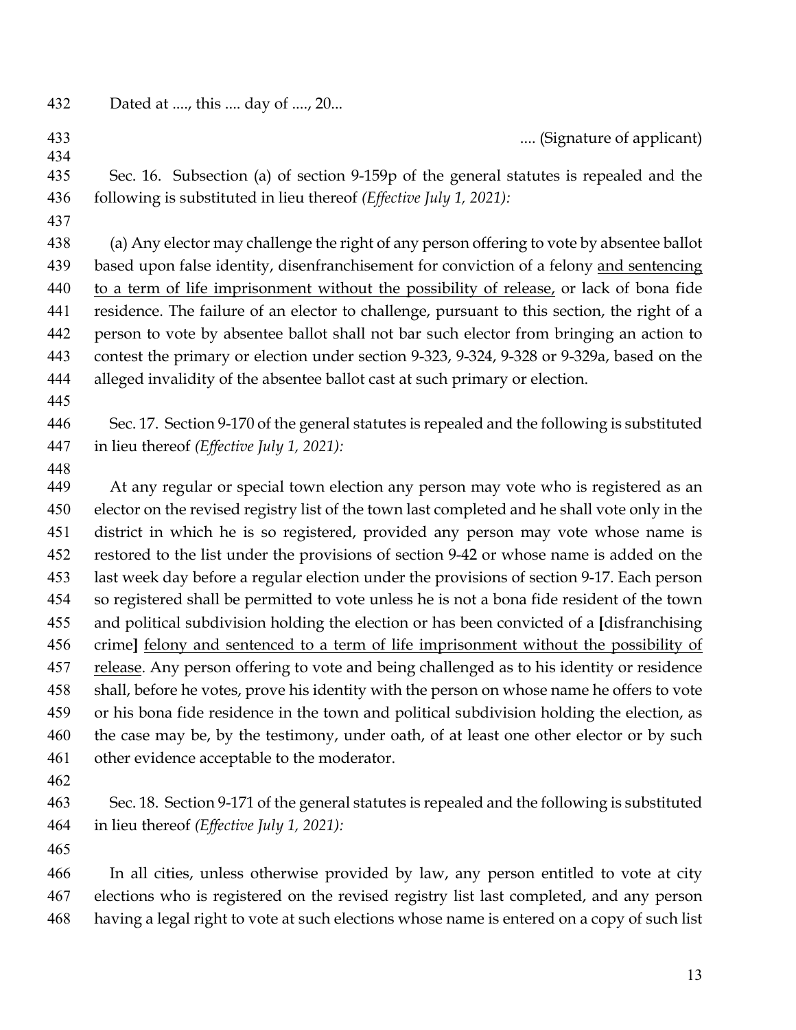Dated at ...., this .... day of ...., 20...

.... (Signature of applicant)

Sec. 16. Subsection (a) of section 9-159p of the general statutes is repealed and the following is substituted in lieu thereof *(Effective July 1, 2021):*

(a) Any elector may challenge the right of any person offering to vote by absentee ballot based upon false identity, disenfranchisement for conviction of a felony <u>and sentencing to a term of life imprisonment without the possibility of release,</u> or lack of bona fide residence. The failure of an elector to challenge, pursuant to this section, the right of a person to vote by absentee ballot shall not bar such elector from bringing an action to contest the primary or election under section 9-323, 9-324, 9-328 or 9-329a, based on the alleged invalidity of the absentee ballot cast at such primary or election.

Sec. 17. Section 9-170 of the general statutes is repealed and the following is substituted in lieu thereof *(Effective July 1, 2021):*

At any regular or special town election any person may vote who is registered as an elector on the revised registry list of the town last completed and he shall vote only in the district in which he is so registered, provided any person may vote whose name is restored to the list under the provisions of section 9-42 or whose name is added on the last week day before a regular election under the provisions of section 9-17. Each person so registered shall be permitted to vote unless he is not a bona fide resident of the town and political subdivision holding the election or has been convicted of a **[**disfranchising crime**]** <u>felony and sentenced to a term of life imprisonment without the possibility of release</u>. Any person offering to vote and being challenged as to his identity or residence shall, before he votes, prove his identity with the person on whose name he offers to vote or his bona fide residence in the town and political subdivision holding the election, as the case may be, by the testimony, under oath, of at least one other elector or by such other evidence acceptable to the moderator.

Sec. 18. Section 9-171 of the general statutes is repealed and the following is substituted in lieu thereof *(Effective July 1, 2021):*

In all cities, unless otherwise provided by law, any person entitled to vote at city elections who is registered on the revised registry list last completed, and any person having a legal right to vote at such elections whose name is entered on a copy of such list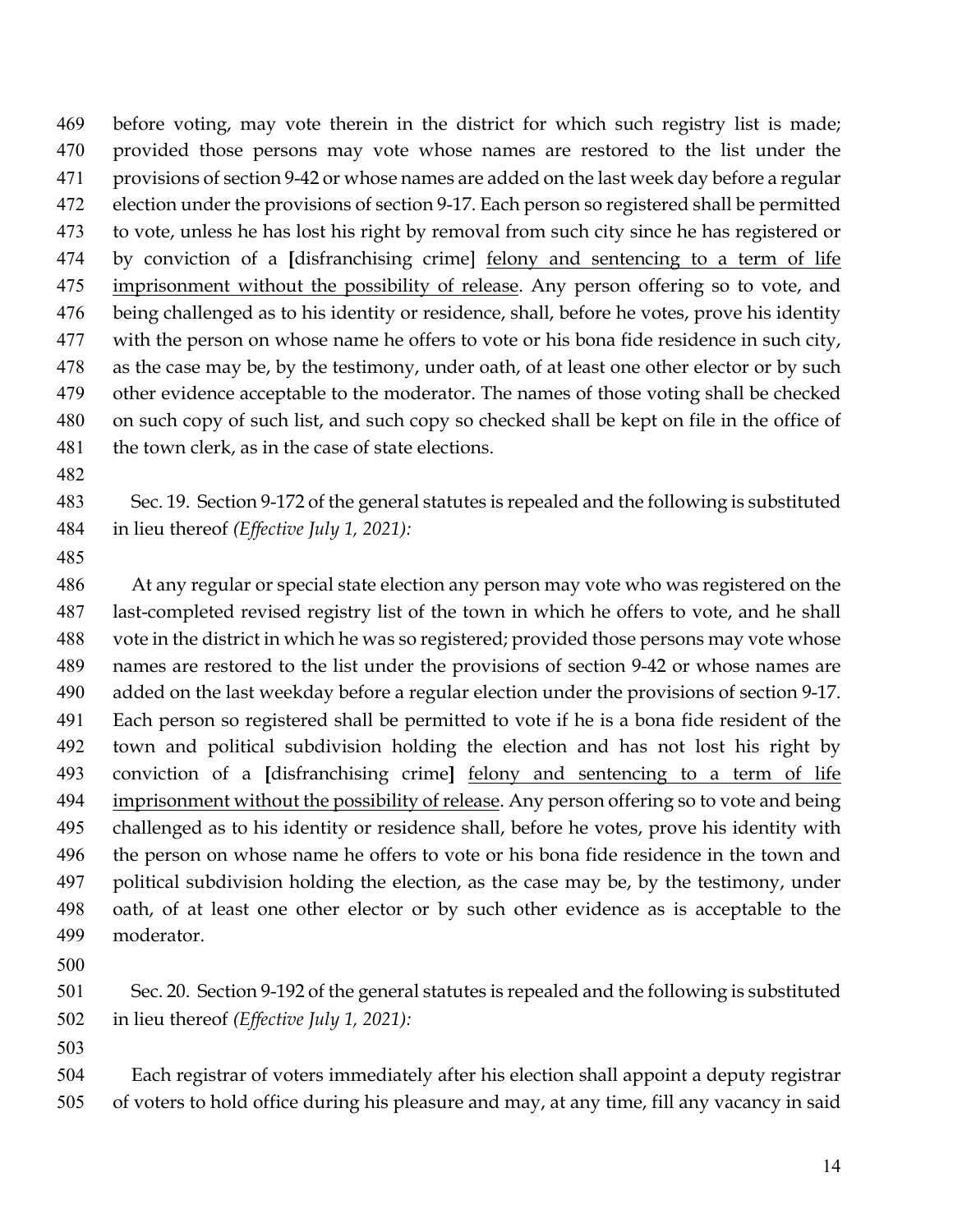before voting, may vote therein in the district for which such registry list is made; provided those persons may vote whose names are restored to the list under the provisions of section 9-42 or whose names are added on the last week day before a regular election under the provisions of section 9-17. Each person so registered shall be permitted to vote, unless he has lost his right by removal from such city since he has registered or by conviction of a [disfranchising crime] <u>felony and sentencing to a term of life imprisonment without the possibility of release</u>. Any person offering so to vote, and being challenged as to his identity or residence, shall, before he votes, prove his identity with the person on whose name he offers to vote or his bona fide residence in such city, as the case may be, by the testimony, under oath, of at least one other elector or by such other evidence acceptable to the moderator. The names of those voting shall be checked on such copy of such list, and such copy so checked shall be kept on file in the office of the town clerk, as in the case of state elections.

Sec. 19. Section 9-172 of the general statutes is repealed and the following is substituted in lieu thereof *(Effective July 1, 2021):*

At any regular or special state election any person may vote who was registered on the last-completed revised registry list of the town in which he offers to vote, and he shall vote in the district in which he was so registered; provided those persons may vote whose names are restored to the list under the provisions of section 9-42 or whose names are added on the last weekday before a regular election under the provisions of section 9-17. Each person so registered shall be permitted to vote if he is a bona fide resident of the town and political subdivision holding the election and has not lost his right by conviction of a [disfranchising crime] <u>felony and sentencing to a term of life imprisonment without the possibility of release</u>. Any person offering so to vote and being challenged as to his identity or residence shall, before he votes, prove his identity with the person on whose name he offers to vote or his bona fide residence in the town and political subdivision holding the election, as the case may be, by the testimony, under oath, of at least one other elector or by such other evidence as is acceptable to the moderator.

Sec. 20. Section 9-192 of the general statutes is repealed and the following is substituted in lieu thereof *(Effective July 1, 2021):*

Each registrar of voters immediately after his election shall appoint a deputy registrar of voters to hold office during his pleasure and may, at any time, fill any vacancy in said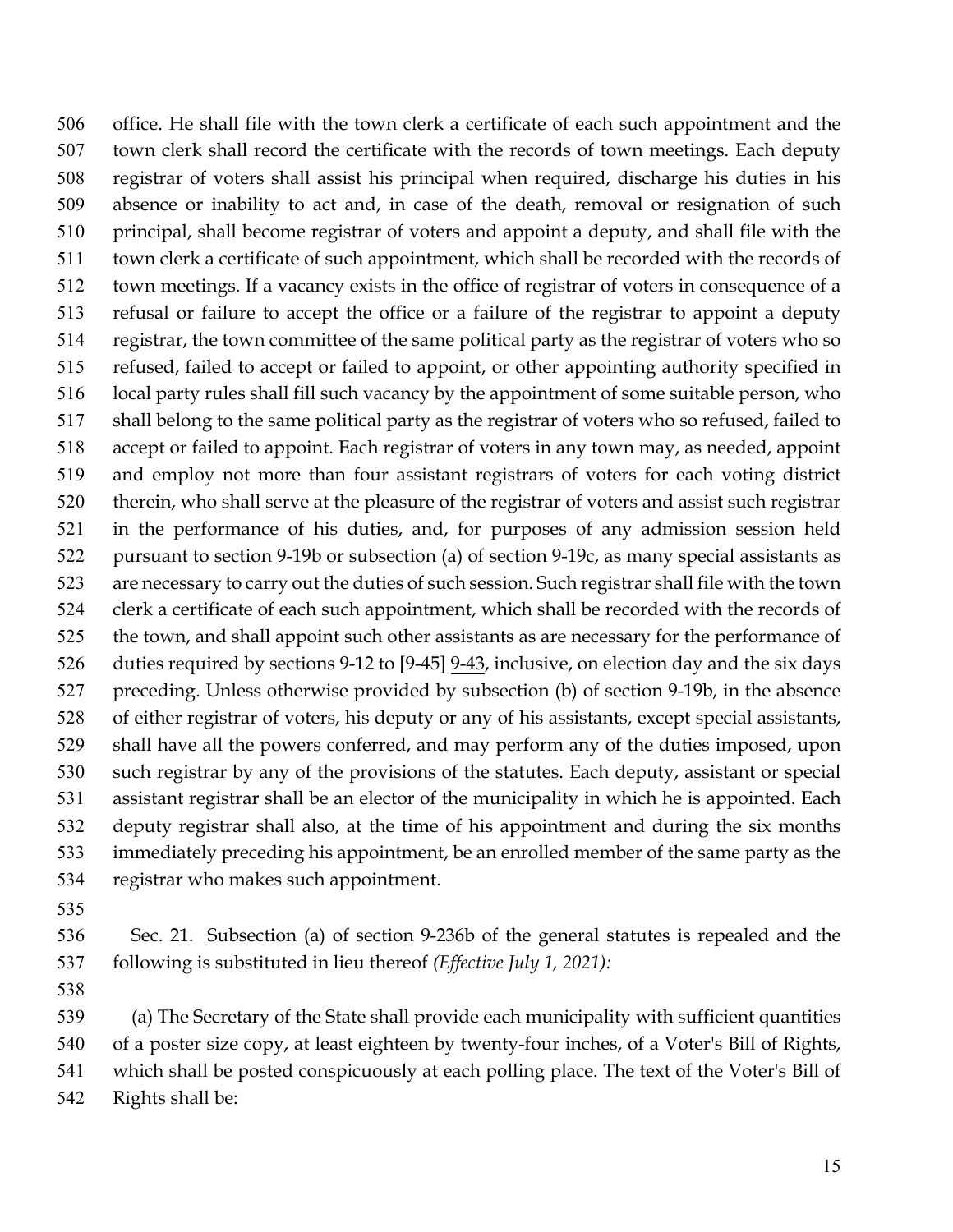office. He shall file with the town clerk a certificate of each such appointment and the town clerk shall record the certificate with the records of town meetings. Each deputy registrar of voters shall assist his principal when required, discharge his duties in his absence or inability to act and, in case of the death, removal or resignation of such principal, shall become registrar of voters and appoint a deputy, and shall file with the town clerk a certificate of such appointment, which shall be recorded with the records of town meetings. If a vacancy exists in the office of registrar of voters in consequence of a refusal or failure to accept the office or a failure of the registrar to appoint a deputy registrar, the town committee of the same political party as the registrar of voters who so refused, failed to accept or failed to appoint, or other appointing authority specified in local party rules shall fill such vacancy by the appointment of some suitable person, who shall belong to the same political party as the registrar of voters who so refused, failed to accept or failed to appoint. Each registrar of voters in any town may, as needed, appoint and employ not more than four assistant registrars of voters for each voting district therein, who shall serve at the pleasure of the registrar of voters and assist such registrar in the performance of his duties, and, for purposes of any admission session held pursuant to section 9-19b or subsection (a) of section 9-19c, as many special assistants as are necessary to carry out the duties of such session. Such registrar shall file with the town clerk a certificate of each such appointment, which shall be recorded with the records of the town, and shall appoint such other assistants as are necessary for the performance of duties required by sections 9-12 to [9-45] <u>9-43</u>, inclusive, on election day and the six days preceding. Unless otherwise provided by subsection (b) of section 9-19b, in the absence of either registrar of voters, his deputy or any of his assistants, except special assistants, shall have all the powers conferred, and may perform any of the duties imposed, upon such registrar by any of the provisions of the statutes. Each deputy, assistant or special assistant registrar shall be an elector of the municipality in which he is appointed. Each deputy registrar shall also, at the time of his appointment and during the six months immediately preceding his appointment, be an enrolled member of the same party as the registrar who makes such appointment.

Sec. 21. Subsection (a) of section 9-236b of the general statutes is repealed and the following is substituted in lieu thereof *(Effective July 1, 2021):*

(a) The Secretary of the State shall provide each municipality with sufficient quantities of a poster size copy, at least eighteen by twenty-four inches, of a Voter's Bill of Rights, which shall be posted conspicuously at each polling place. The text of the Voter's Bill of Rights shall be: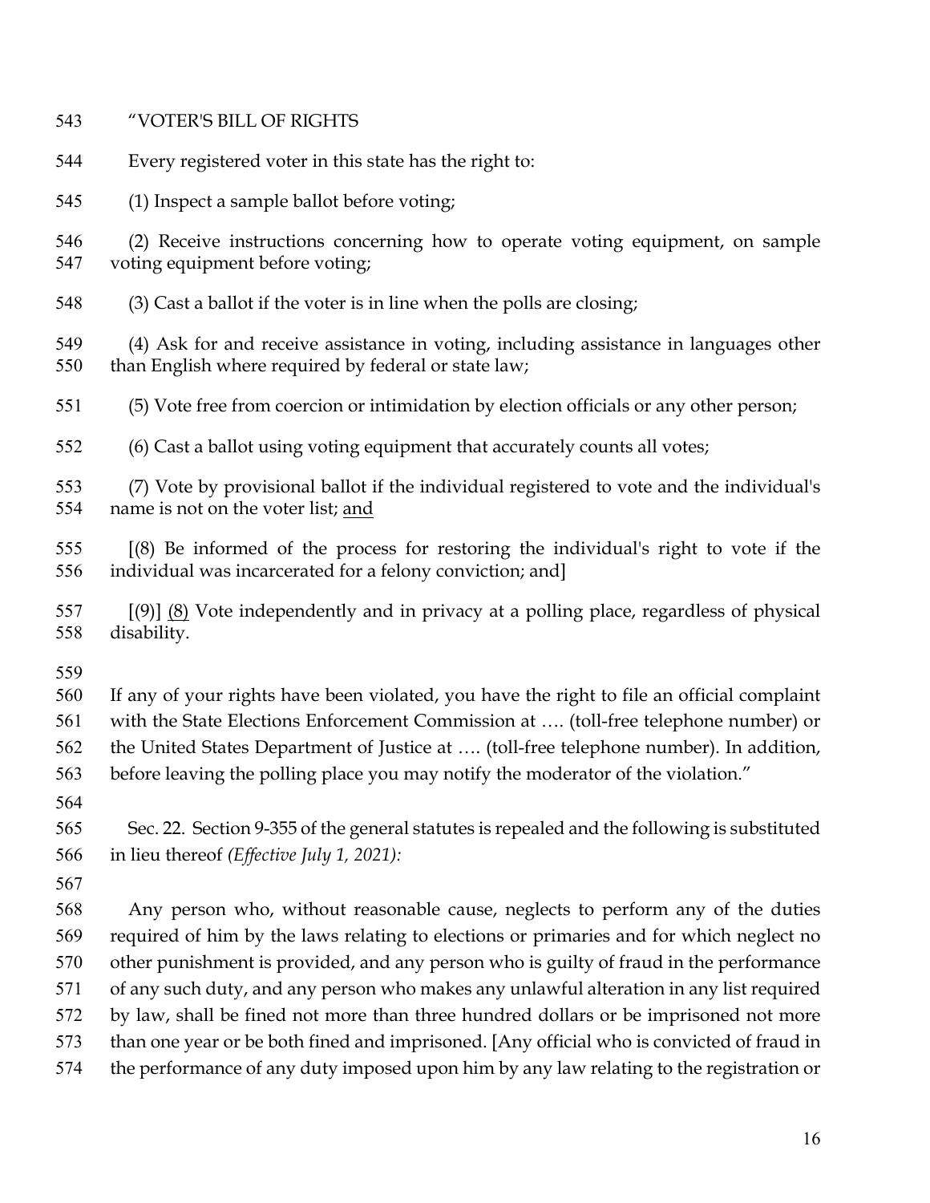"VOTER'S BILL OF RIGHTS

Every registered voter in this state has the right to:

(1) Inspect a sample ballot before voting;

(2) Receive instructions concerning how to operate voting equipment, on sample voting equipment before voting;

(3) Cast a ballot if the voter is in line when the polls are closing;

(4) Ask for and receive assistance in voting, including assistance in languages other than English where required by federal or state law;

(5) Vote free from coercion or intimidation by election officials or any other person;

(6) Cast a ballot using voting equipment that accurately counts all votes;

(7) Vote by provisional ballot if the individual registered to vote and the individual's name is not on the voter list; <u>and</u>

[(8) Be informed of the process for restoring the individual's right to vote if the individual was incarcerated for a felony conviction; and]

[(9)] <u>(8)</u> Vote independently and in privacy at a polling place, regardless of physical disability.

If any of your rights have been violated, you have the right to file an official complaint with the State Elections Enforcement Commission at …. (toll-free telephone number) or the United States Department of Justice at …. (toll-free telephone number). In addition, before leaving the polling place you may notify the moderator of the violation."

Sec. 22. Section 9-355 of the general statutes is repealed and the following is substituted in lieu thereof *(Effective July 1, 2021):*

Any person who, without reasonable cause, neglects to perform any of the duties required of him by the laws relating to elections or primaries and for which neglect no other punishment is provided, and any person who is guilty of fraud in the performance of any such duty, and any person who makes any unlawful alteration in any list required by law, shall be fined not more than three hundred dollars or be imprisoned not more than one year or be both fined and imprisoned. [Any official who is convicted of fraud in the performance of any duty imposed upon him by any law relating to the registration or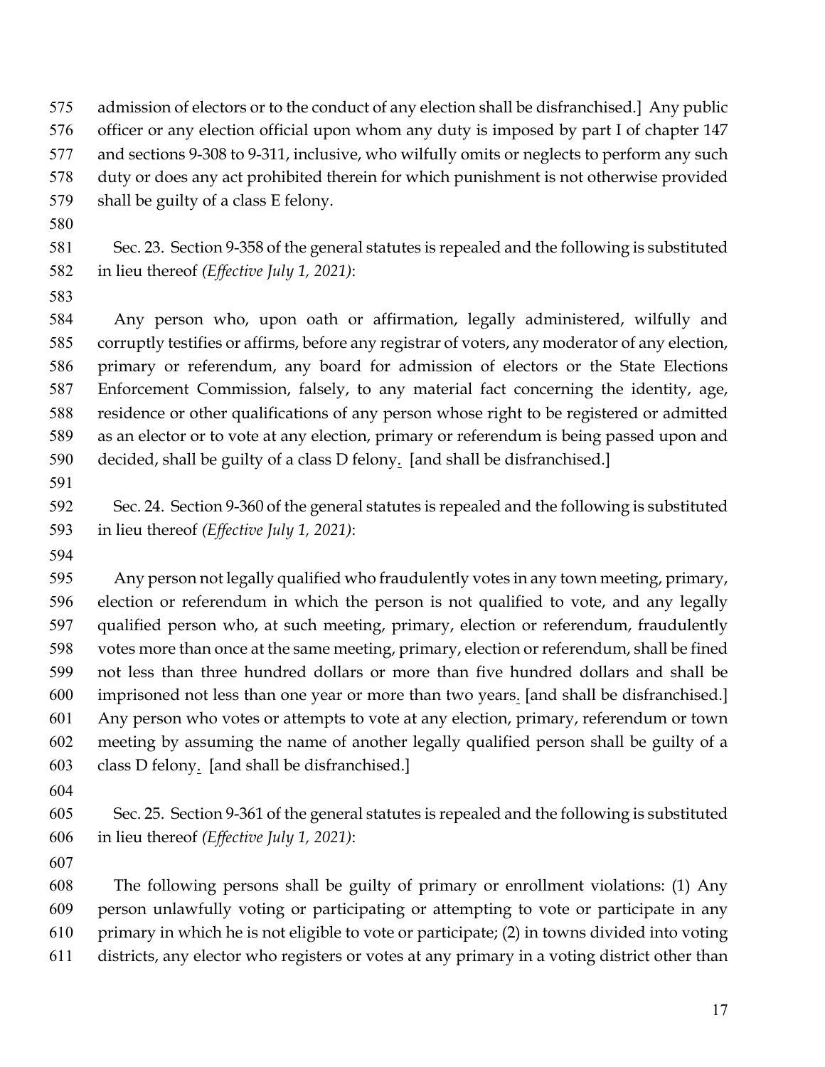admission of electors or to the conduct of any election shall be disfranchised.] Any public officer or any election official upon whom any duty is imposed by part I of chapter 147 and sections 9-308 to 9-311, inclusive, who wilfully omits or neglects to perform any such duty or does any act prohibited therein for which punishment is not otherwise provided shall be guilty of a class E felony.

Sec. 23. Section 9-358 of the general statutes is repealed and the following is substituted in lieu thereof *(Effective July 1, 2021)*:

Any person who, upon oath or affirmation, legally administered, wilfully and corruptly testifies or affirms, before any registrar of voters, any moderator of any election, primary or referendum, any board for admission of electors or the State Elections Enforcement Commission, falsely, to any material fact concerning the identity, age, residence or other qualifications of any person whose right to be registered or admitted as an elector or to vote at any election, primary or referendum is being passed upon and decided, shall be guilty of a class D felony. [and shall be disfranchised.]

Sec. 24. Section 9-360 of the general statutes is repealed and the following is substituted in lieu thereof *(Effective July 1, 2021)*:

Any person not legally qualified who fraudulently votes in any town meeting, primary, election or referendum in which the person is not qualified to vote, and any legally qualified person who, at such meeting, primary, election or referendum, fraudulently votes more than once at the same meeting, primary, election or referendum, shall be fined not less than three hundred dollars or more than five hundred dollars and shall be imprisoned not less than one year or more than two years. [and shall be disfranchised.] Any person who votes or attempts to vote at any election, primary, referendum or town meeting by assuming the name of another legally qualified person shall be guilty of a class D felony. [and shall be disfranchised.]

Sec. 25. Section 9-361 of the general statutes is repealed and the following is substituted in lieu thereof *(Effective July 1, 2021)*:

The following persons shall be guilty of primary or enrollment violations: (1) Any person unlawfully voting or participating or attempting to vote or participate in any primary in which he is not eligible to vote or participate; (2) in towns divided into voting districts, any elector who registers or votes at any primary in a voting district other than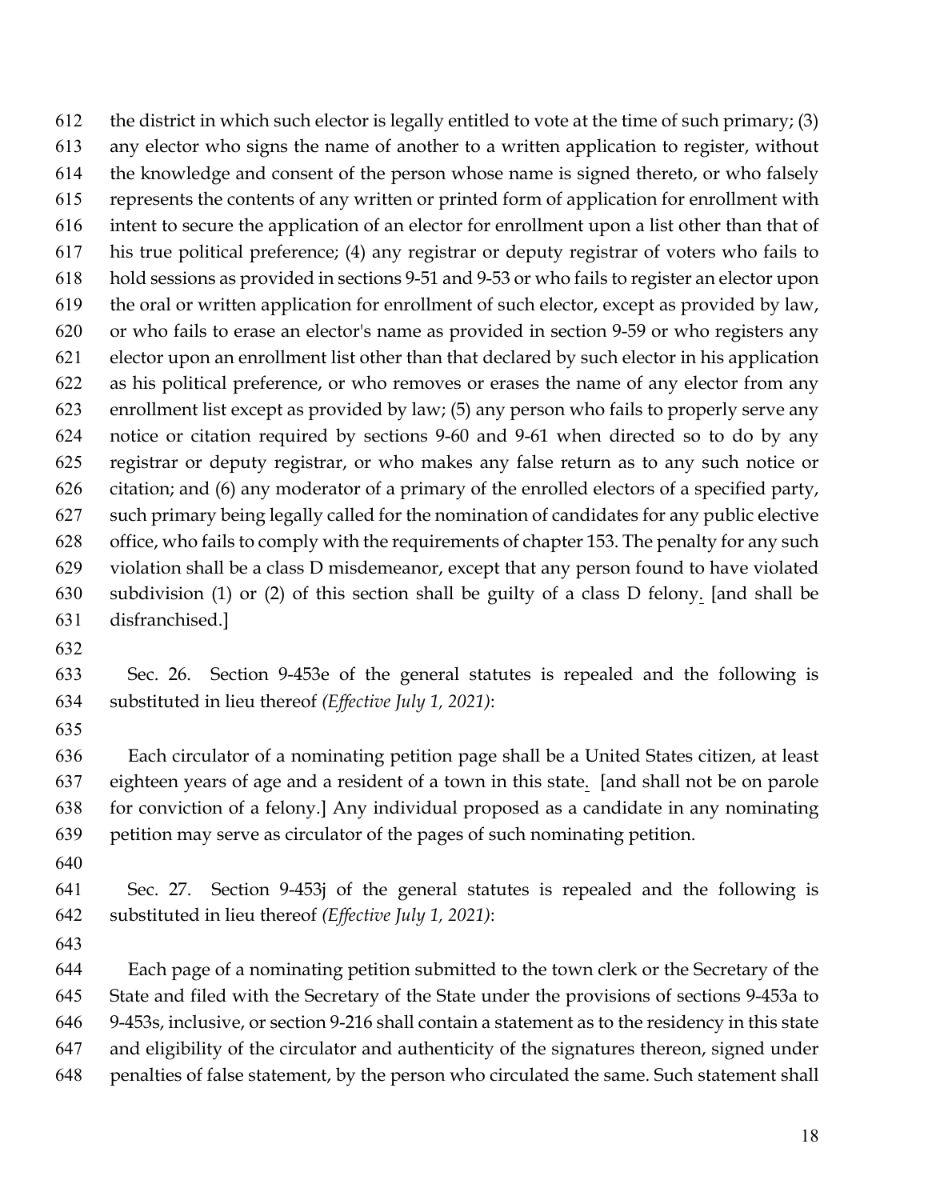the district in which such elector is legally entitled to vote at the time of such primary; (3) any elector who signs the name of another to a written application to register, without the knowledge and consent of the person whose name is signed thereto, or who falsely represents the contents of any written or printed form of application for enrollment with intent to secure the application of an elector for enrollment upon a list other than that of his true political preference; (4) any registrar or deputy registrar of voters who fails to hold sessions as provided in sections 9-51 and 9-53 or who fails to register an elector upon the oral or written application for enrollment of such elector, except as provided by law, or who fails to erase an elector's name as provided in section 9-59 or who registers any elector upon an enrollment list other than that declared by such elector in his application as his political preference, or who removes or erases the name of any elector from any enrollment list except as provided by law; (5) any person who fails to properly serve any notice or citation required by sections 9-60 and 9-61 when directed so to do by any registrar or deputy registrar, or who makes any false return as to any such notice or citation; and (6) any moderator of a primary of the enrolled electors of a specified party, such primary being legally called for the nomination of candidates for any public elective office, who fails to comply with the requirements of chapter 153. The penalty for any such violation shall be a class D misdemeanor, except that any person found to have violated subdivision (1) or (2) of this section shall be guilty of a class D felony. [and shall be disfranchised.]

Sec. 26. Section 9-453e of the general statutes is repealed and the following is substituted in lieu thereof *(Effective July 1, 2021)*:

Each circulator of a nominating petition page shall be a United States citizen, at least eighteen years of age and a resident of a town in this state. [and shall not be on parole for conviction of a felony.] Any individual proposed as a candidate in any nominating petition may serve as circulator of the pages of such nominating petition.

Sec. 27. Section 9-453j of the general statutes is repealed and the following is substituted in lieu thereof *(Effective July 1, 2021)*:

Each page of a nominating petition submitted to the town clerk or the Secretary of the State and filed with the Secretary of the State under the provisions of sections 9-453a to 9-453s, inclusive, or section 9-216 shall contain a statement as to the residency in this state and eligibility of the circulator and authenticity of the signatures thereon, signed under penalties of false statement, by the person who circulated the same. Such statement shall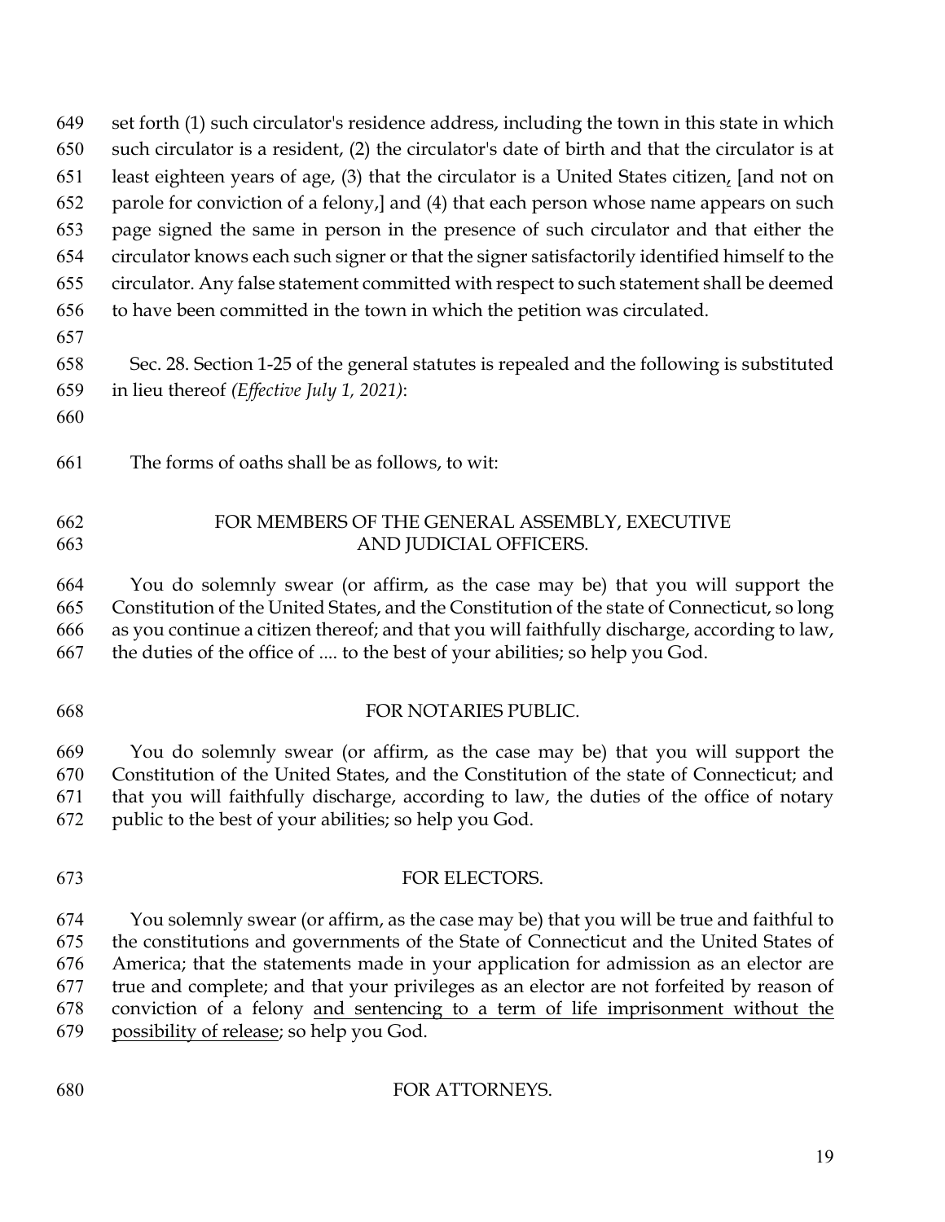set forth (1) such circulator's residence address, including the town in this state in which such circulator is a resident, (2) the circulator's date of birth and that the circulator is at least eighteen years of age, (3) that the circulator is a United States citizen, [and not on parole for conviction of a felony,] and (4) that each person whose name appears on such page signed the same in person in the presence of such circulator and that either the circulator knows each such signer or that the signer satisfactorily identified himself to the circulator. Any false statement committed with respect to such statement shall be deemed to have been committed in the town in which the petition was circulated.

Sec. 28. Section 1-25 of the general statutes is repealed and the following is substituted in lieu thereof *(Effective July 1, 2021)*:

The forms of oaths shall be as follows, to wit:

FOR MEMBERS OF THE GENERAL ASSEMBLY, EXECUTIVE AND JUDICIAL OFFICERS.

You do solemnly swear (or affirm, as the case may be) that you will support the Constitution of the United States, and the Constitution of the state of Connecticut, so long as you continue a citizen thereof; and that you will faithfully discharge, according to law, the duties of the office of .... to the best of your abilities; so help you God.

FOR NOTARIES PUBLIC.

You do solemnly swear (or affirm, as the case may be) that you will support the Constitution of the United States, and the Constitution of the state of Connecticut; and that you will faithfully discharge, according to law, the duties of the office of notary public to the best of your abilities; so help you God.

FOR ELECTORS.

You solemnly swear (or affirm, as the case may be) that you will be true and faithful to the constitutions and governments of the State of Connecticut and the United States of America; that the statements made in your application for admission as an elector are true and complete; and that your privileges as an elector are not forfeited by reason of conviction of a felony and sentencing to a term of life imprisonment without the possibility of release; so help you God.

FOR ATTORNEYS.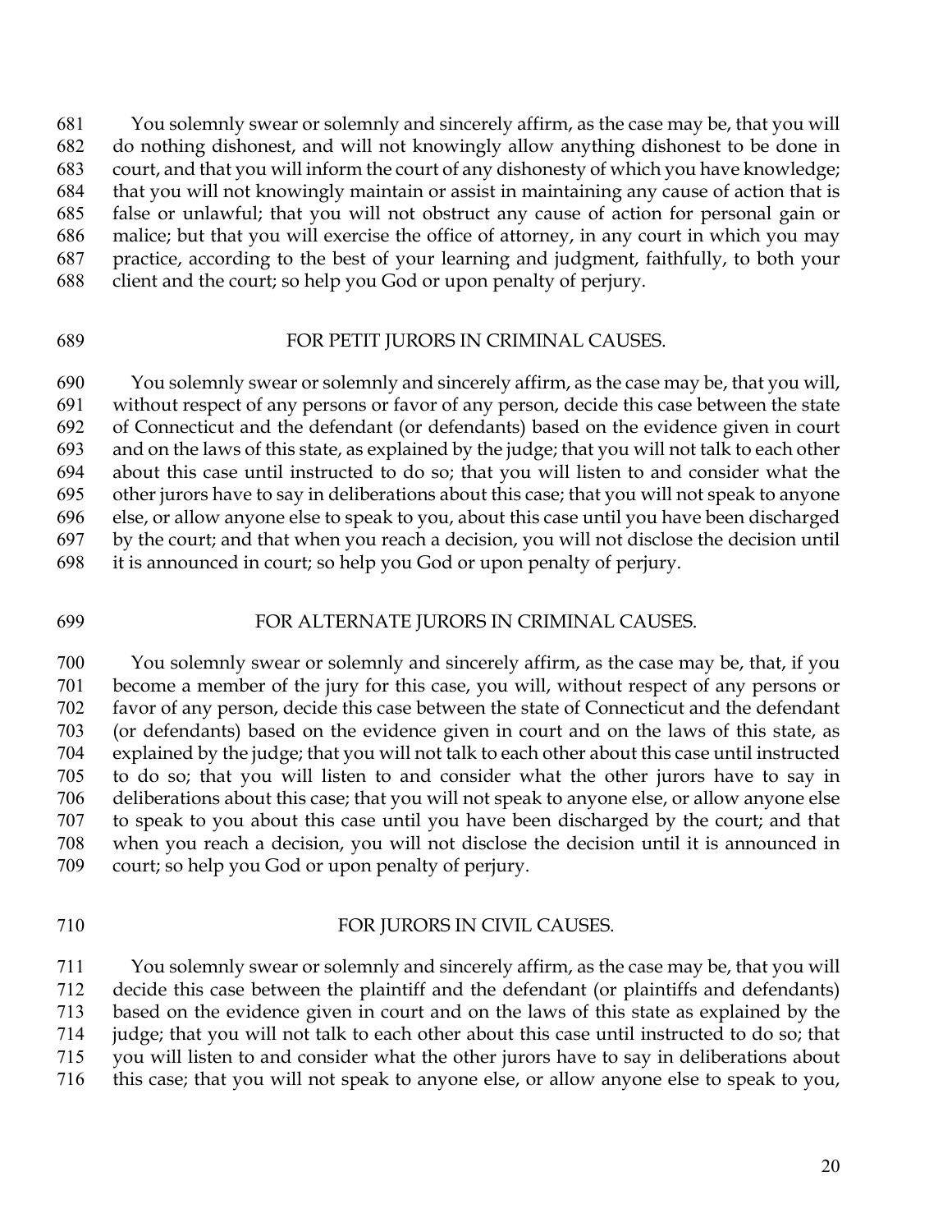You solemnly swear or solemnly and sincerely affirm, as the case may be, that you will do nothing dishonest, and will not knowingly allow anything dishonest to be done in court, and that you will inform the court of any dishonesty of which you have knowledge; that you will not knowingly maintain or assist in maintaining any cause of action that is false or unlawful; that you will not obstruct any cause of action for personal gain or malice; but that you will exercise the office of attorney, in any court in which you may practice, according to the best of your learning and judgment, faithfully, to both your client and the court; so help you God or upon penalty of perjury.

FOR PETIT JURORS IN CRIMINAL CAUSES.

You solemnly swear or solemnly and sincerely affirm, as the case may be, that you will, without respect of any persons or favor of any person, decide this case between the state of Connecticut and the defendant (or defendants) based on the evidence given in court and on the laws of this state, as explained by the judge; that you will not talk to each other about this case until instructed to do so; that you will listen to and consider what the other jurors have to say in deliberations about this case; that you will not speak to anyone else, or allow anyone else to speak to you, about this case until you have been discharged by the court; and that when you reach a decision, you will not disclose the decision until it is announced in court; so help you God or upon penalty of perjury.

FOR ALTERNATE JURORS IN CRIMINAL CAUSES.

You solemnly swear or solemnly and sincerely affirm, as the case may be, that, if you become a member of the jury for this case, you will, without respect of any persons or favor of any person, decide this case between the state of Connecticut and the defendant (or defendants) based on the evidence given in court and on the laws of this state, as explained by the judge; that you will not talk to each other about this case until instructed to do so; that you will listen to and consider what the other jurors have to say in deliberations about this case; that you will not speak to anyone else, or allow anyone else to speak to you about this case until you have been discharged by the court; and that when you reach a decision, you will not disclose the decision until it is announced in court; so help you God or upon penalty of perjury.

FOR JURORS IN CIVIL CAUSES.

You solemnly swear or solemnly and sincerely affirm, as the case may be, that you will decide this case between the plaintiff and the defendant (or plaintiffs and defendants) based on the evidence given in court and on the laws of this state as explained by the judge; that you will not talk to each other about this case until instructed to do so; that you will listen to and consider what the other jurors have to say in deliberations about this case; that you will not speak to anyone else, or allow anyone else to speak to you,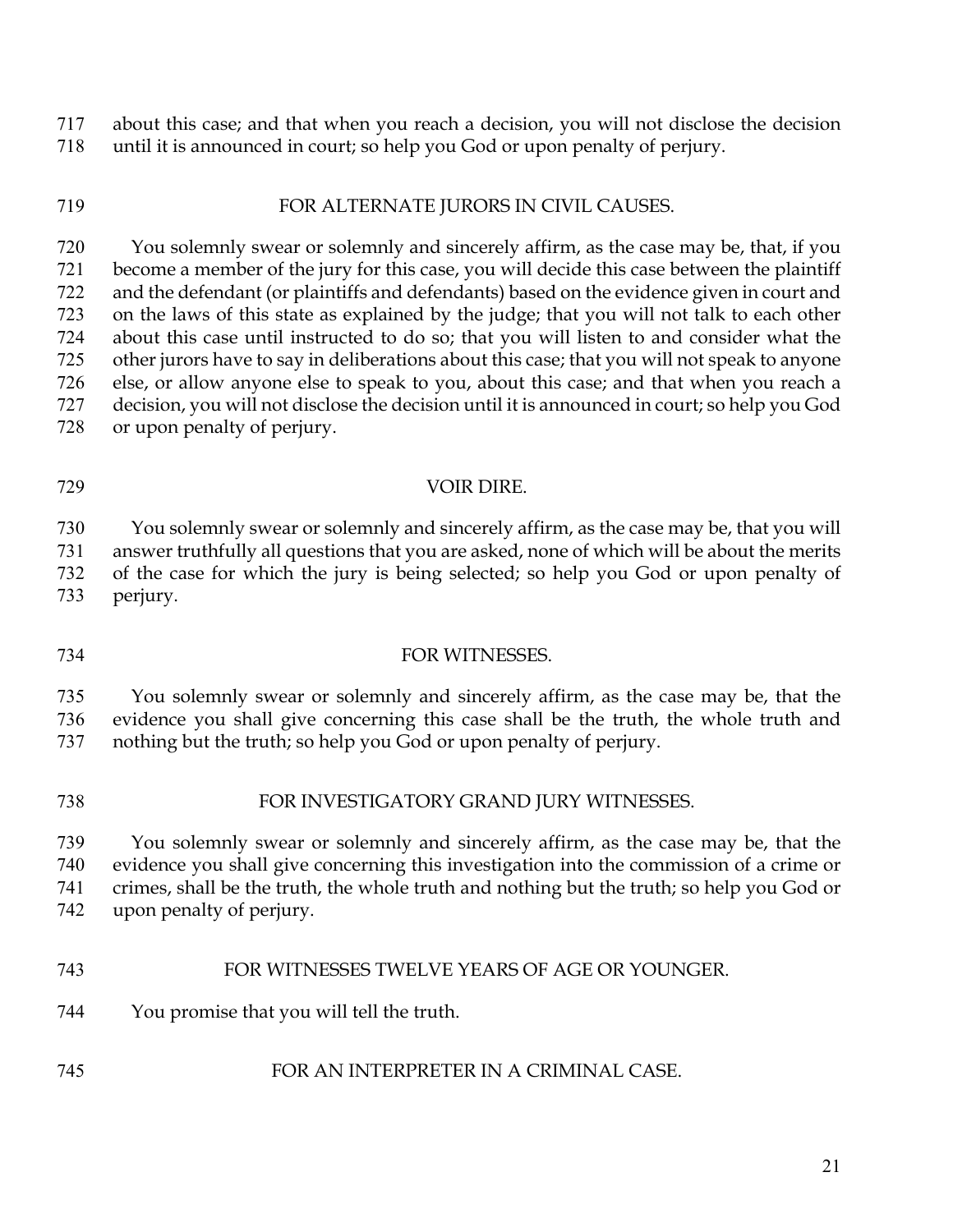about this case; and that when you reach a decision, you will not disclose the decision until it is announced in court; so help you God or upon penalty of perjury.

FOR ALTERNATE JURORS IN CIVIL CAUSES.

You solemnly swear or solemnly and sincerely affirm, as the case may be, that, if you become a member of the jury for this case, you will decide this case between the plaintiff and the defendant (or plaintiffs and defendants) based on the evidence given in court and on the laws of this state as explained by the judge; that you will not talk to each other about this case until instructed to do so; that you will listen to and consider what the other jurors have to say in deliberations about this case; that you will not speak to anyone else, or allow anyone else to speak to you, about this case; and that when you reach a decision, you will not disclose the decision until it is announced in court; so help you God or upon penalty of perjury.

VOIR DIRE.

You solemnly swear or solemnly and sincerely affirm, as the case may be, that you will answer truthfully all questions that you are asked, none of which will be about the merits of the case for which the jury is being selected; so help you God or upon penalty of perjury.

FOR WITNESSES.

You solemnly swear or solemnly and sincerely affirm, as the case may be, that the evidence you shall give concerning this case shall be the truth, the whole truth and nothing but the truth; so help you God or upon penalty of perjury.

FOR INVESTIGATORY GRAND JURY WITNESSES.

You solemnly swear or solemnly and sincerely affirm, as the case may be, that the evidence you shall give concerning this investigation into the commission of a crime or crimes, shall be the truth, the whole truth and nothing but the truth; so help you God or upon penalty of perjury.

FOR WITNESSES TWELVE YEARS OF AGE OR YOUNGER.

You promise that you will tell the truth.

FOR AN INTERPRETER IN A CRIMINAL CASE.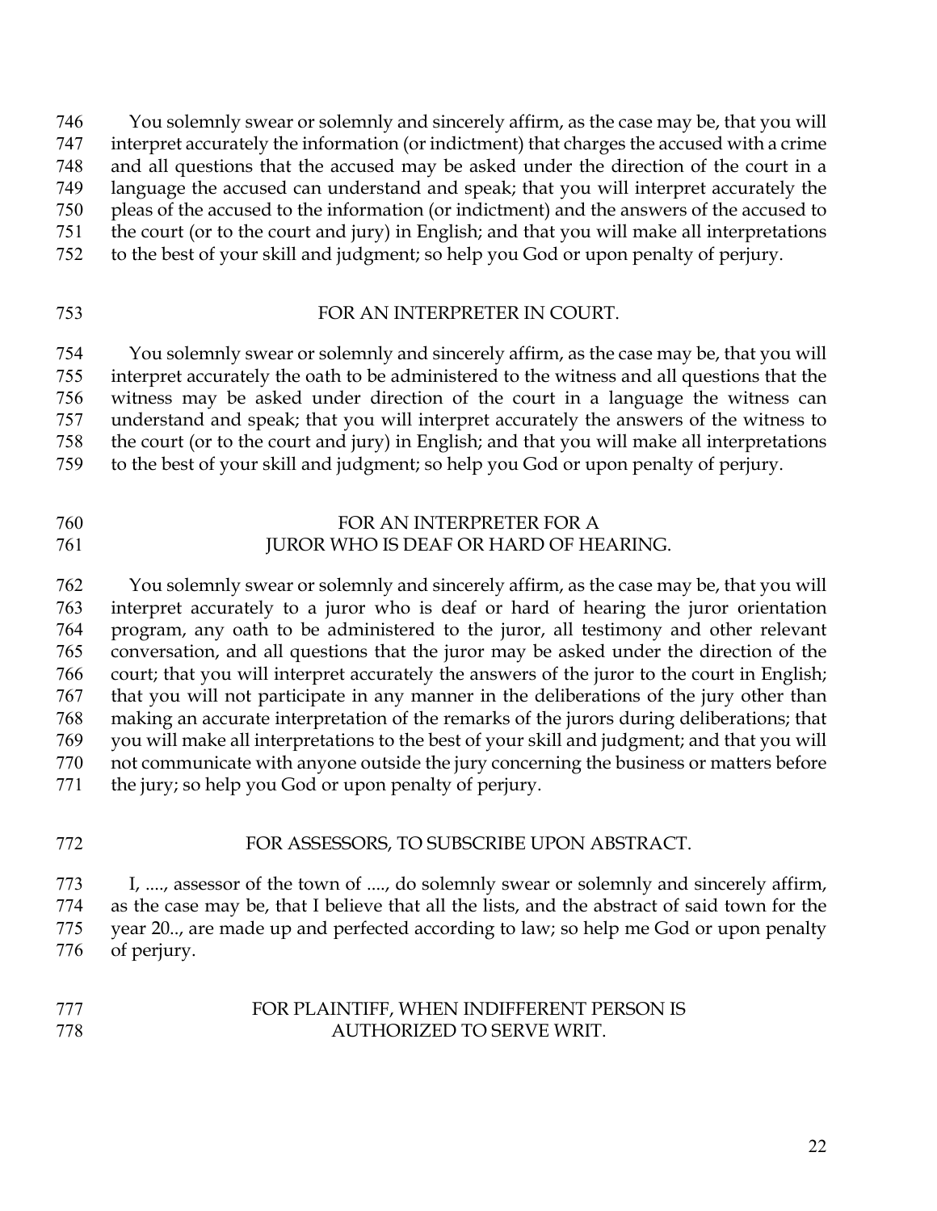You solemnly swear or solemnly and sincerely affirm, as the case may be, that you will interpret accurately the information (or indictment) that charges the accused with a crime and all questions that the accused may be asked under the direction of the court in a language the accused can understand and speak; that you will interpret accurately the pleas of the accused to the information (or indictment) and the answers of the accused to the court (or to the court and jury) in English; and that you will make all interpretations to the best of your skill and judgment; so help you God or upon penalty of perjury.

### FOR AN INTERPRETER IN COURT.

You solemnly swear or solemnly and sincerely affirm, as the case may be, that you will interpret accurately the oath to be administered to the witness and all questions that the witness may be asked under direction of the court in a language the witness can understand and speak; that you will interpret accurately the answers of the witness to the court (or to the court and jury) in English; and that you will make all interpretations to the best of your skill and judgment; so help you God or upon penalty of perjury.

### FOR AN INTERPRETER FOR A JUROR WHO IS DEAF OR HARD OF HEARING.

You solemnly swear or solemnly and sincerely affirm, as the case may be, that you will interpret accurately to a juror who is deaf or hard of hearing the juror orientation program, any oath to be administered to the juror, all testimony and other relevant conversation, and all questions that the juror may be asked under the direction of the court; that you will interpret accurately the answers of the juror to the court in English; that you will not participate in any manner in the deliberations of the jury other than making an accurate interpretation of the remarks of the jurors during deliberations; that you will make all interpretations to the best of your skill and judgment; and that you will not communicate with anyone outside the jury concerning the business or matters before the jury; so help you God or upon penalty of perjury.

### FOR ASSESSORS, TO SUBSCRIBE UPON ABSTRACT.

I, ...., assessor of the town of ...., do solemnly swear or solemnly and sincerely affirm, as the case may be, that I believe that all the lists, and the abstract of said town for the year 20.., are made up and perfected according to law; so help me God or upon penalty of perjury.

### FOR PLAINTIFF, WHEN INDIFFERENT PERSON IS AUTHORIZED TO SERVE WRIT.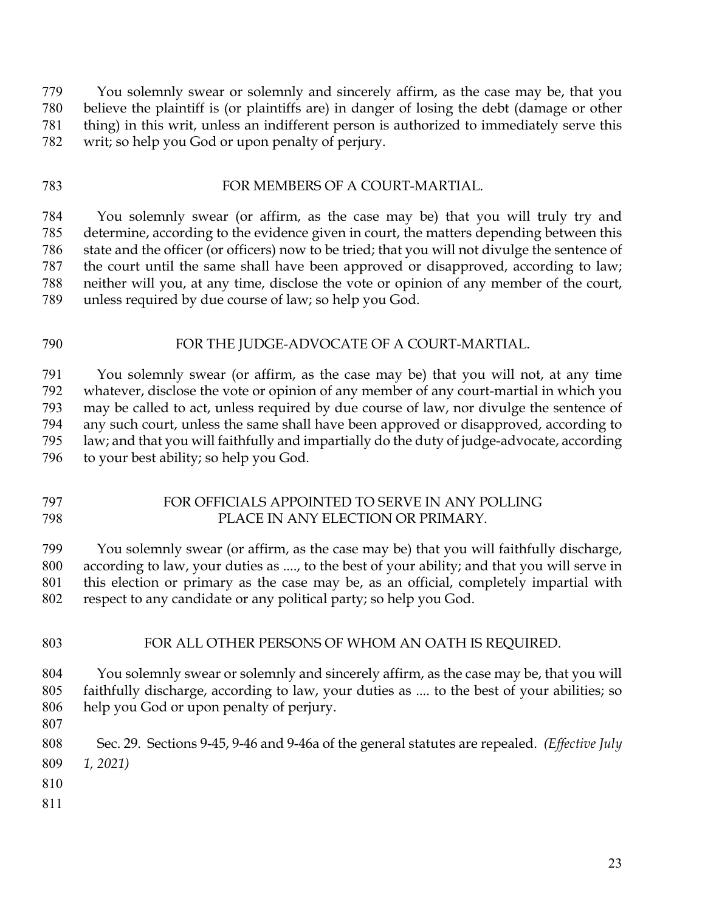You solemnly swear or solemnly and sincerely affirm, as the case may be, that you believe the plaintiff is (or plaintiffs are) in danger of losing the debt (damage or other thing) in this writ, unless an indifferent person is authorized to immediately serve this writ; so help you God or upon penalty of perjury.

FOR MEMBERS OF A COURT-MARTIAL.

You solemnly swear (or affirm, as the case may be) that you will truly try and determine, according to the evidence given in court, the matters depending between this state and the officer (or officers) now to be tried; that you will not divulge the sentence of the court until the same shall have been approved or disapproved, according to law; neither will you, at any time, disclose the vote or opinion of any member of the court, unless required by due course of law; so help you God.

FOR THE JUDGE-ADVOCATE OF A COURT-MARTIAL.

You solemnly swear (or affirm, as the case may be) that you will not, at any time whatever, disclose the vote or opinion of any member of any court-martial in which you may be called to act, unless required by due course of law, nor divulge the sentence of any such court, unless the same shall have been approved or disapproved, according to law; and that you will faithfully and impartially do the duty of judge-advocate, according to your best ability; so help you God.

FOR OFFICIALS APPOINTED TO SERVE IN ANY POLLING PLACE IN ANY ELECTION OR PRIMARY.

You solemnly swear (or affirm, as the case may be) that you will faithfully discharge, according to law, your duties as ...., to the best of your ability; and that you will serve in this election or primary as the case may be, as an official, completely impartial with respect to any candidate or any political party; so help you God.

FOR ALL OTHER PERSONS OF WHOM AN OATH IS REQUIRED.

You solemnly swear or solemnly and sincerely affirm, as the case may be, that you will faithfully discharge, according to law, your duties as .... to the best of your abilities; so help you God or upon penalty of perjury.

Sec. 29. Sections 9-45, 9-46 and 9-46a of the general statutes are repealed. *(Effective July 1, 2021)*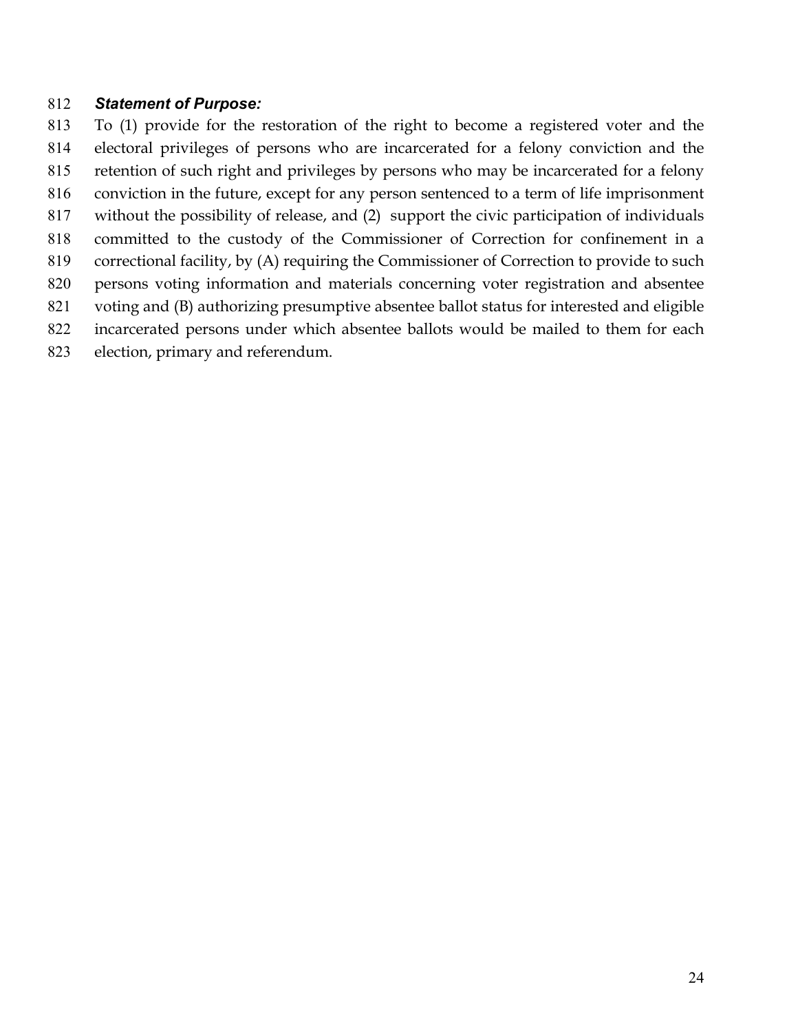***Statement of Purpose:***

To (1) provide for the restoration of the right to become a registered voter and the electoral privileges of persons who are incarcerated for a felony conviction and the retention of such right and privileges by persons who may be incarcerated for a felony conviction in the future, except for any person sentenced to a term of life imprisonment without the possibility of release, and (2) support the civic participation of individuals committed to the custody of the Commissioner of Correction for confinement in a correctional facility, by (A) requiring the Commissioner of Correction to provide to such persons voting information and materials concerning voter registration and absentee voting and (B) authorizing presumptive absentee ballot status for interested and eligible incarcerated persons under which absentee ballots would be mailed to them for each election, primary and referendum.